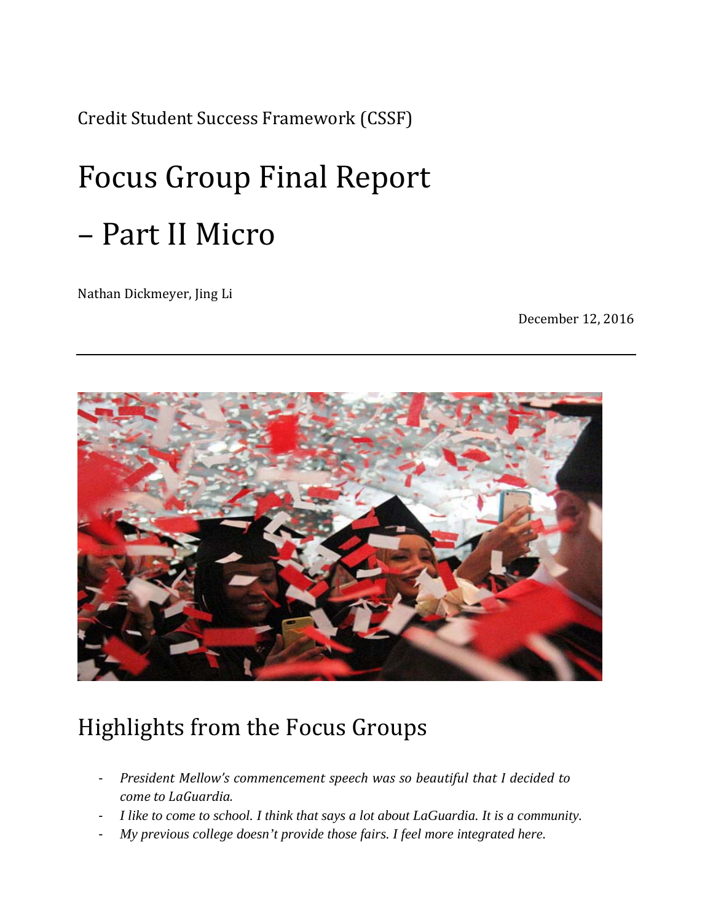Credit Student Success Framework (CSSF)

# Focus Group Final Report – Part II Micro

Nathan Dickmeyer, Jing Li

December 12, 2016

---

## Highlights from the Focus Groups

- *President Mellow's commencement speech was so beautiful that I decided to come to LaGuardia.*
- *I like to come to school. I think that says a lot about LaGuardia. It is a community.*
- *My previous college doesn't provide those fairs. I feel more integrated here.*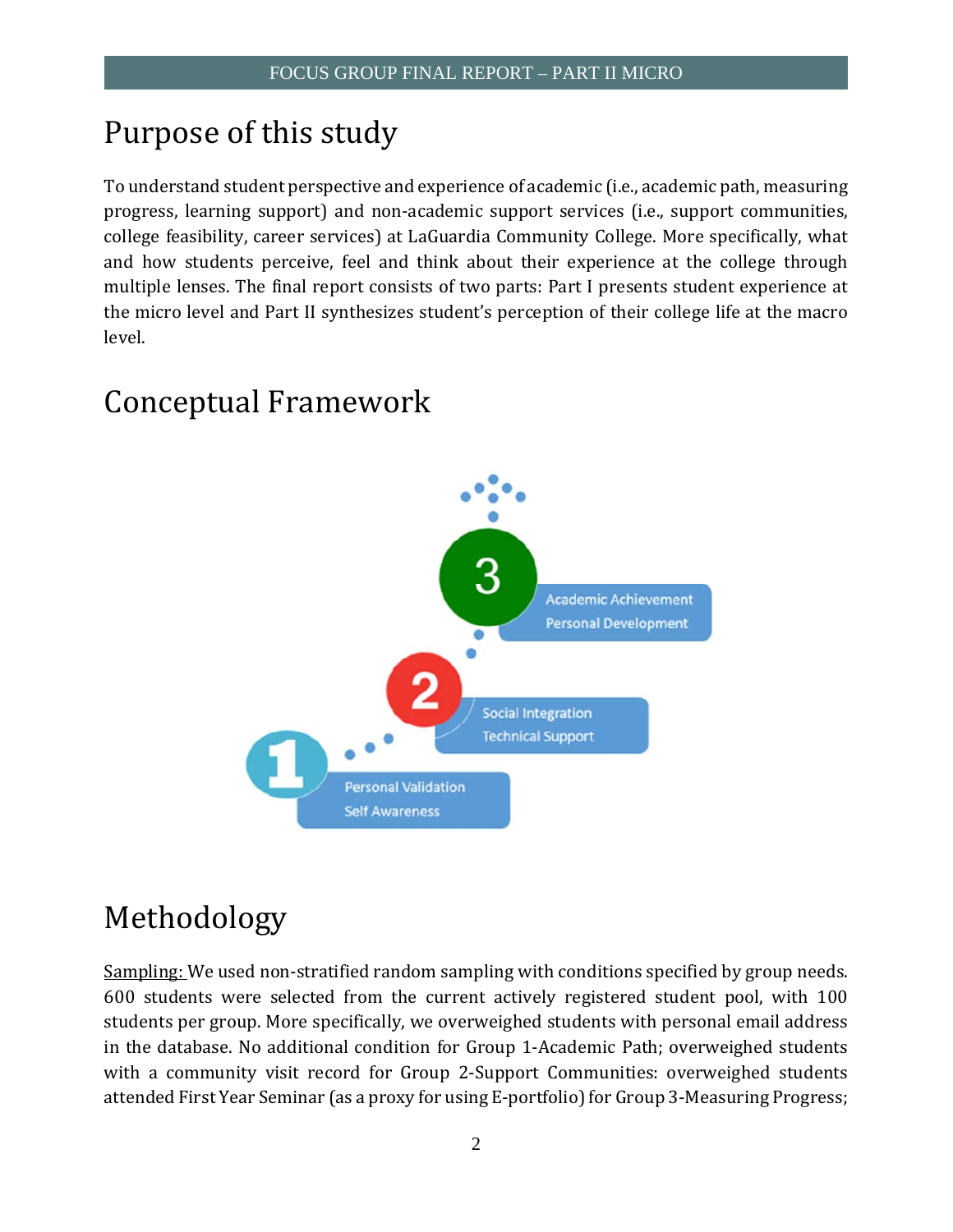# Purpose of this study

To understand student perspective and experience of academic (i.e., academic path, measuring progress, learning support) and non-academic support services (i.e., support communities, college feasibility, career services) at LaGuardia Community College. More specifically, what and how students perceive, feel and think about their experience at the college through multiple lenses. The final report consists of two parts: Part I presents student experience at the micro level and Part II synthesizes student's perception of their college life at the macro level.

# Conceptual Framework

1. Personal Validation, Self Awareness
2. Social Integration, Technical Support
3. Academic Achievement, Personal Development

# Methodology

Sampling: We used non-stratified random sampling with conditions specified by group needs. 600 students were selected from the current actively registered student pool, with 100 students per group. More specifically, we overweighed students with personal email address in the database. No additional condition for Group 1-Academic Path; overweighed students with a community visit record for Group 2-Support Communities: overweighed students attended First Year Seminar (as a proxy for using E-portfolio) for Group 3-Measuring Progress;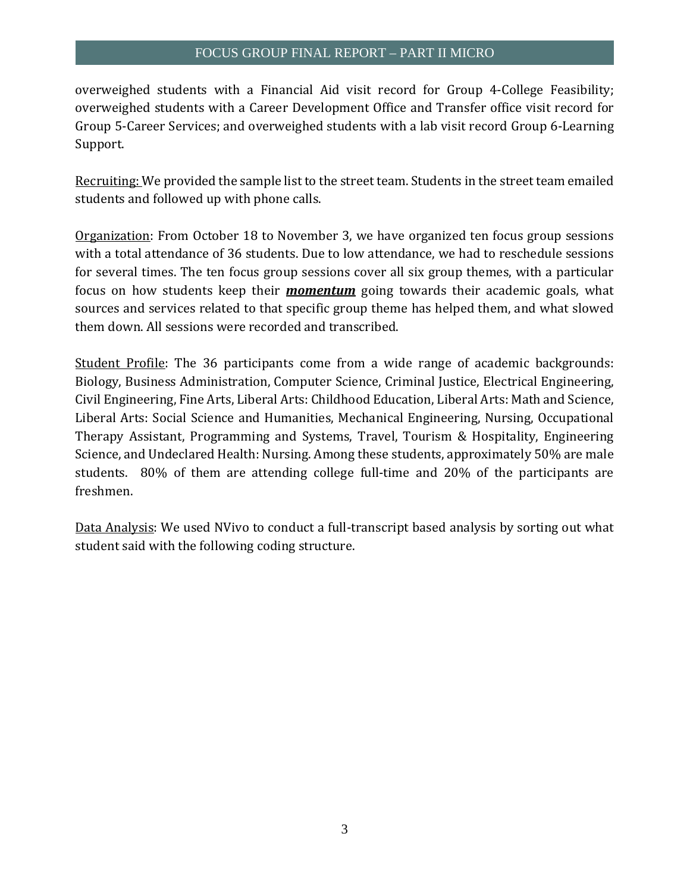overweighed students with a Financial Aid visit record for Group 4-College Feasibility; overweighed students with a Career Development Office and Transfer office visit record for Group 5-Career Services; and overweighed students with a lab visit record Group 6-Learning Support.

<u>Recruiting:</u> We provided the sample list to the street team. Students in the street team emailed students and followed up with phone calls.

<u>Organization</u>: From October 18 to November 3, we have organized ten focus group sessions with a total attendance of 36 students. Due to low attendance, we had to reschedule sessions for several times. The ten focus group sessions cover all six group themes, with a particular focus on how students keep their ***<u>momentum</u>*** going towards their academic goals, what sources and services related to that specific group theme has helped them, and what slowed them down. All sessions were recorded and transcribed.

<u>Student Profile</u>: The 36 participants come from a wide range of academic backgrounds: Biology, Business Administration, Computer Science, Criminal Justice, Electrical Engineering, Civil Engineering, Fine Arts, Liberal Arts: Childhood Education, Liberal Arts: Math and Science, Liberal Arts: Social Science and Humanities, Mechanical Engineering, Nursing, Occupational Therapy Assistant, Programming and Systems, Travel, Tourism & Hospitality, Engineering Science, and Undeclared Health: Nursing. Among these students, approximately 50% are male students. 80% of them are attending college full-time and 20% of the participants are freshmen.

<u>Data Analysis</u>: We used NVivo to conduct a full-transcript based analysis by sorting out what student said with the following coding structure.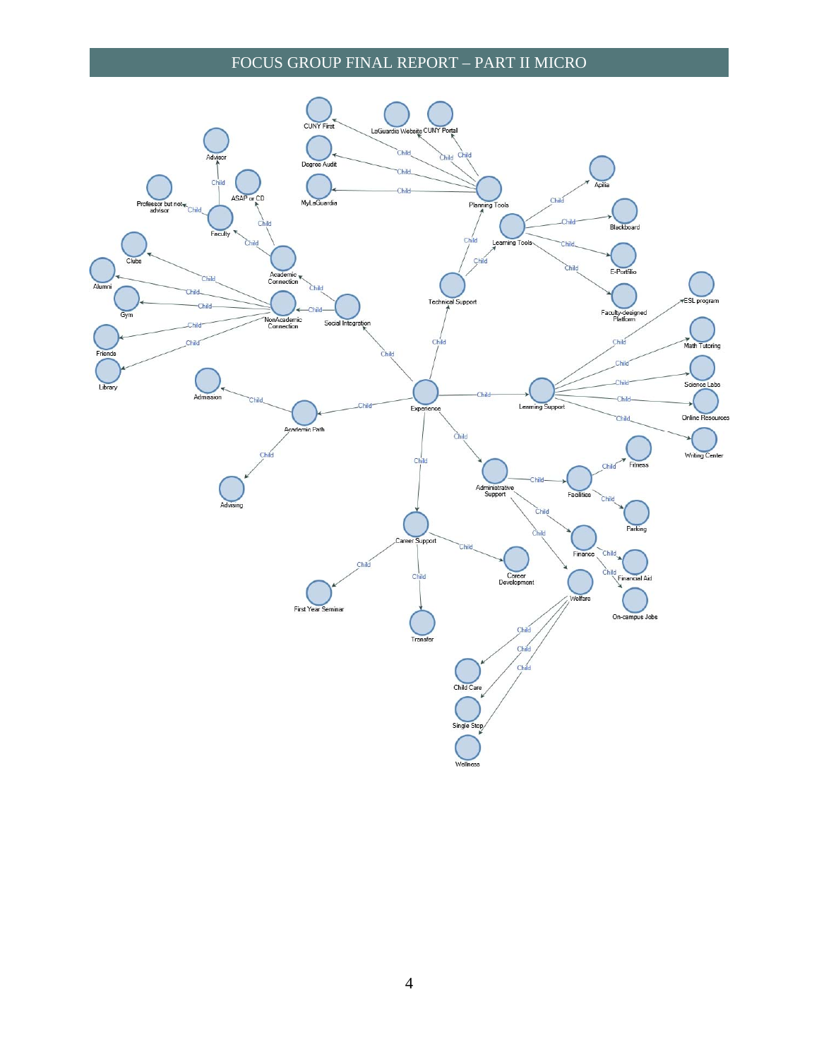- Experience
  - Technical Support
    - Planning Tools
      - CUNY First
      - LaGuardia Website
      - CUNY Portal
      - Degree Audit
      - MyLaGuardia
    - Learning Tools
      - Aplia
      - Blackboard
      - E-Portfolio
      - Faculty-designed Platform
  - Social Integration
    - Academic Connection
      - Faculty
        - Advisor
        - Professor but not advisor
      - ASAP or CD
    - NonAcademic Connection
      - Clubs
      - Alumni
      - Gym
      - Friends
      - Library
  - Learning Support
    - ESL program
    - Math Tutoring
    - Science Labs
    - Online Resources
    - Writing Center
  - Academic Path
    - Admission
    - Advising
  - Administrative Support
    - Facilities
      - Fitness
      - Parking
    - Finance
      - Financial Aid
      - On-campus Jobs
    - Welfare
      - Child Care
      - Single Stop
      - Wellness
  - Career Support
    - First Year Seminar
    - Transfer
    - Career Development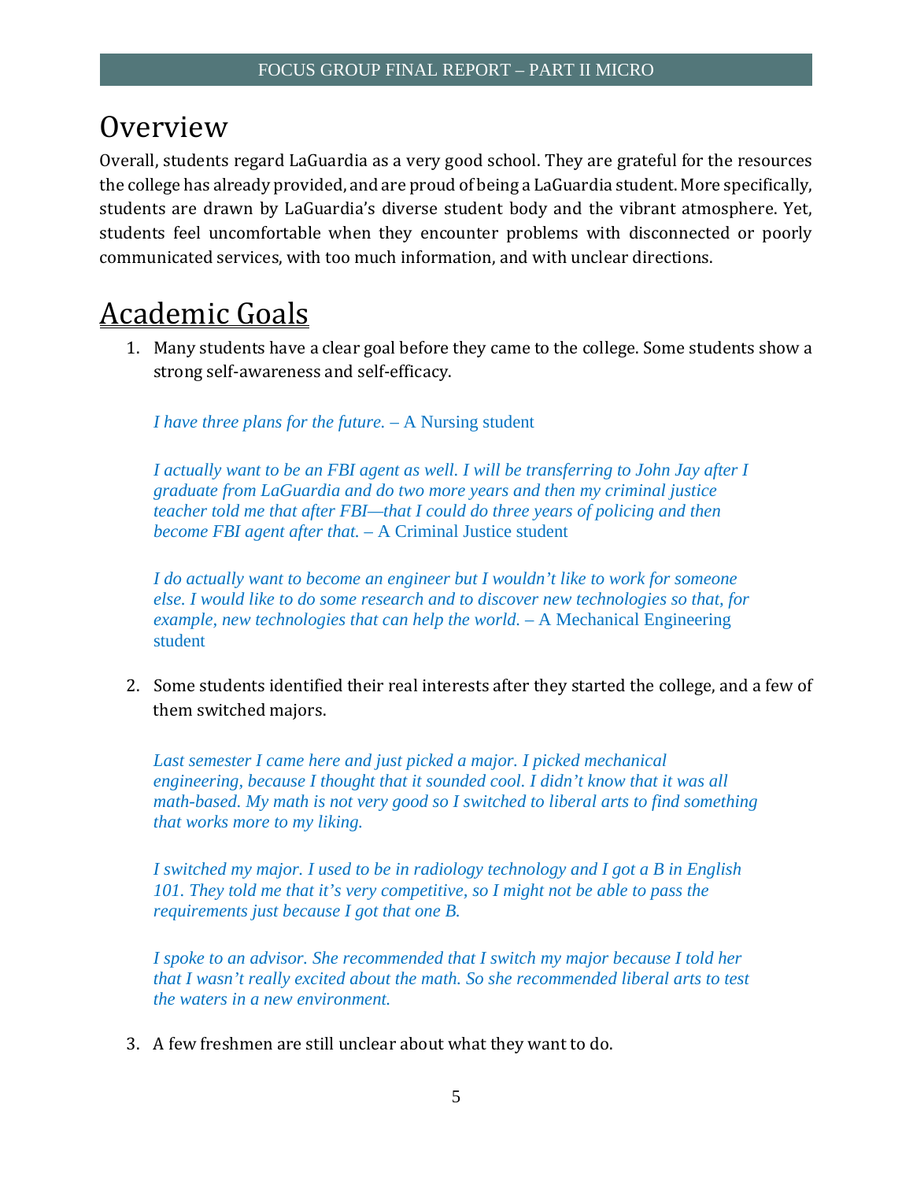# Overview

Overall, students regard LaGuardia as a very good school. They are grateful for the resources the college has already provided, and are proud of being a LaGuardia student. More specifically, students are drawn by LaGuardia's diverse student body and the vibrant atmosphere. Yet, students feel uncomfortable when they encounter problems with disconnected or poorly communicated services, with too much information, and with unclear directions.

# Academic Goals

1. Many students have a clear goal before they came to the college. Some students show a strong self-awareness and self-efficacy.

   *I have three plans for the future.* – A Nursing student

   *I actually want to be an FBI agent as well. I will be transferring to John Jay after I graduate from LaGuardia and do two more years and then my criminal justice teacher told me that after FBI—that I could do three years of policing and then become FBI agent after that.* – A Criminal Justice student

   *I do actually want to become an engineer but I wouldn't like to work for someone else. I would like to do some research and to discover new technologies so that, for example, new technologies that can help the world.* – A Mechanical Engineering student

2. Some students identified their real interests after they started the college, and a few of them switched majors.

   *Last semester I came here and just picked a major. I picked mechanical engineering, because I thought that it sounded cool. I didn't know that it was all math-based. My math is not very good so I switched to liberal arts to find something that works more to my liking.*

   *I switched my major. I used to be in radiology technology and I got a B in English 101. They told me that it's very competitive, so I might not be able to pass the requirements just because I got that one B.*

   *I spoke to an advisor. She recommended that I switch my major because I told her that I wasn't really excited about the math. So she recommended liberal arts to test the waters in a new environment.*

3. A few freshmen are still unclear about what they want to do.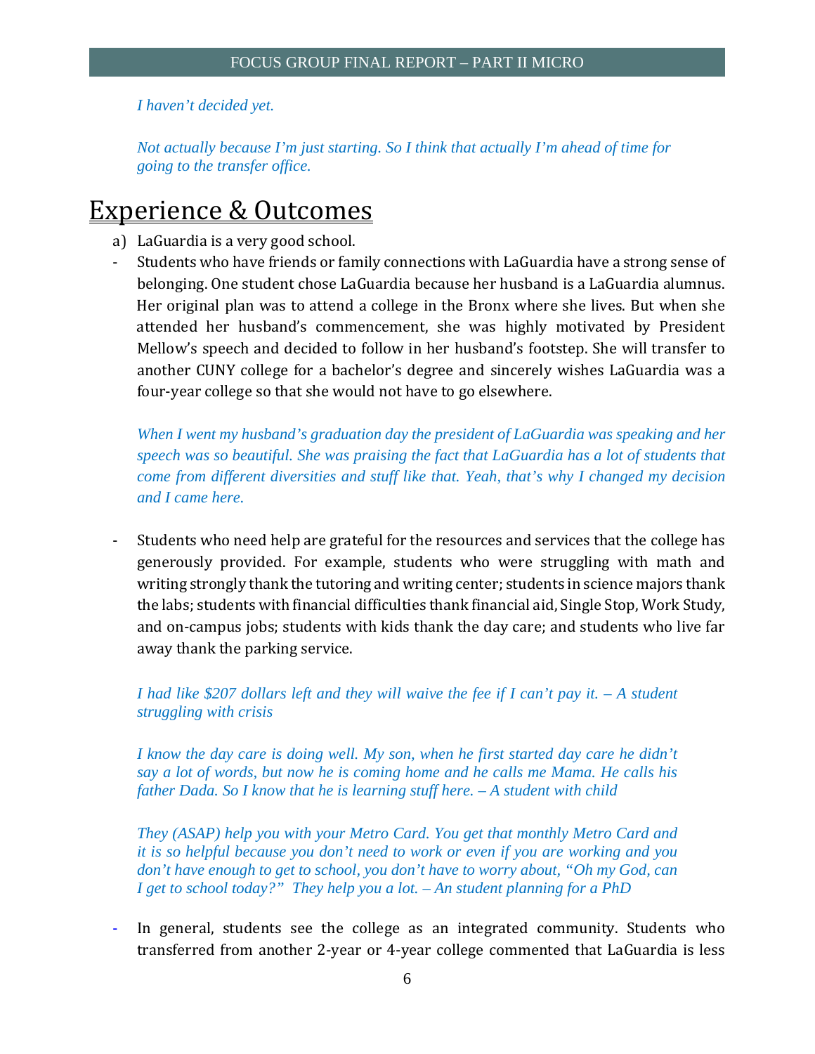*I haven't decided yet.*

*Not actually because I'm just starting. So I think that actually I'm ahead of time for going to the transfer office.*

# Experience & Outcomes

a) LaGuardia is a very good school.

- Students who have friends or family connections with LaGuardia have a strong sense of belonging. One student chose LaGuardia because her husband is a LaGuardia alumnus. Her original plan was to attend a college in the Bronx where she lives. But when she attended her husband's commencement, she was highly motivated by President Mellow's speech and decided to follow in her husband's footstep. She will transfer to another CUNY college for a bachelor's degree and sincerely wishes LaGuardia was a four-year college so that she would not have to go elsewhere.

  *When I went my husband's graduation day the president of LaGuardia was speaking and her speech was so beautiful. She was praising the fact that LaGuardia has a lot of students that come from different diversities and stuff like that. Yeah, that's why I changed my decision and I came here.*

- Students who need help are grateful for the resources and services that the college has generously provided. For example, students who were struggling with math and writing strongly thank the tutoring and writing center; students in science majors thank the labs; students with financial difficulties thank financial aid, Single Stop, Work Study, and on-campus jobs; students with kids thank the day care; and students who live far away thank the parking service.

  *I had like $207 dollars left and they will waive the fee if I can't pay it. – A student struggling with crisis*

  *I know the day care is doing well. My son, when he first started day care he didn't say a lot of words, but now he is coming home and he calls me Mama. He calls his father Dada. So I know that he is learning stuff here. – A student with child*

  *They (ASAP) help you with your Metro Card. You get that monthly Metro Card and it is so helpful because you don't need to work or even if you are working and you don't have enough to get to school, you don't have to worry about, "Oh my God, can I get to school today?" They help you a lot. – An student planning for a PhD*

- In general, students see the college as an integrated community. Students who transferred from another 2-year or 4-year college commented that LaGuardia is less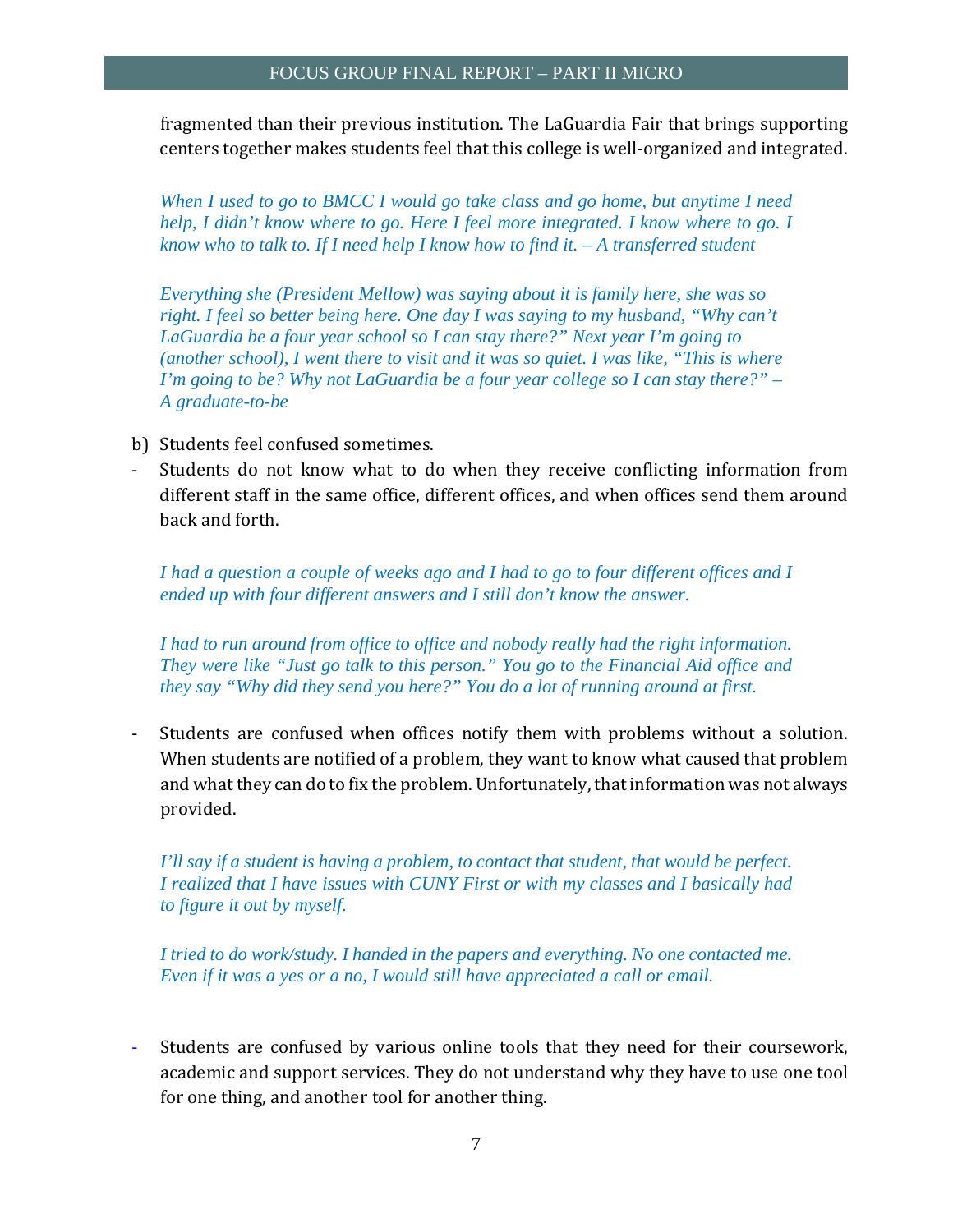fragmented than their previous institution. The LaGuardia Fair that brings supporting centers together makes students feel that this college is well-organized and integrated.

*When I used to go to BMCC I would go take class and go home, but anytime I need help, I didn't know where to go. Here I feel more integrated. I know where to go. I know who to talk to. If I need help I know how to find it. – A transferred student*

*Everything she (President Mellow) was saying about it is family here, she was so right. I feel so better being here. One day I was saying to my husband, "Why can't LaGuardia be a four year school so I can stay there?" Next year I'm going to (another school), I went there to visit and it was so quiet. I was like, "This is where I'm going to be? Why not LaGuardia be a four year college so I can stay there?" – A graduate-to-be*

b) Students feel confused sometimes.

- Students do not know what to do when they receive conflicting information from different staff in the same office, different offices, and when offices send them around back and forth.

*I had a question a couple of weeks ago and I had to go to four different offices and I ended up with four different answers and I still don't know the answer.*

*I had to run around from office to office and nobody really had the right information. They were like "Just go talk to this person." You go to the Financial Aid office and they say "Why did they send you here?" You do a lot of running around at first.*

- Students are confused when offices notify them with problems without a solution. When students are notified of a problem, they want to know what caused that problem and what they can do to fix the problem. Unfortunately, that information was not always provided.

*I'll say if a student is having a problem, to contact that student, that would be perfect. I realized that I have issues with CUNY First or with my classes and I basically had to figure it out by myself.*

*I tried to do work/study. I handed in the papers and everything. No one contacted me. Even if it was a yes or a no, I would still have appreciated a call or email.*

- Students are confused by various online tools that they need for their coursework, academic and support services. They do not understand why they have to use one tool for one thing, and another tool for another thing.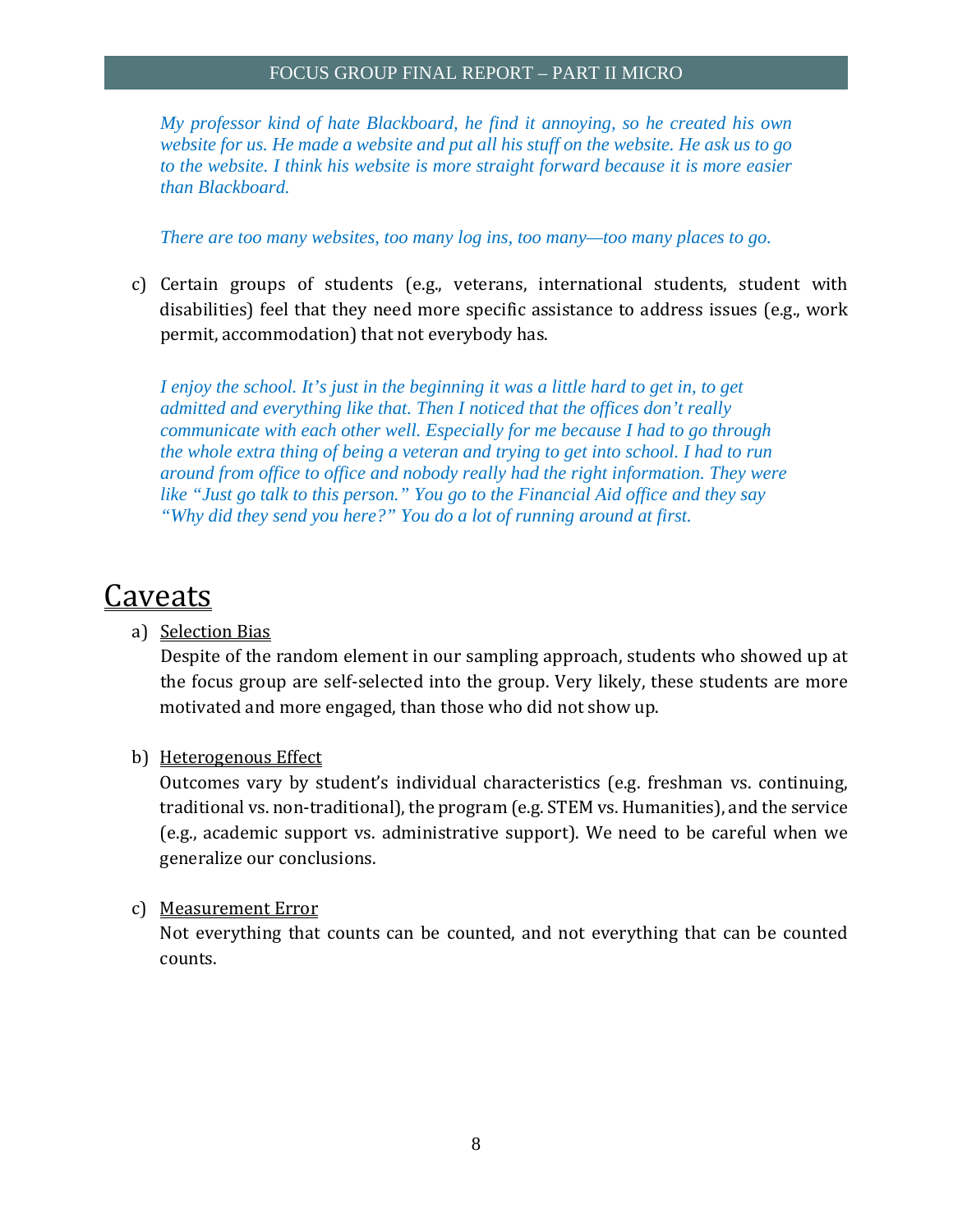*My professor kind of hate Blackboard, he find it annoying, so he created his own website for us. He made a website and put all his stuff on the website. He ask us to go to the website. I think his website is more straight forward because it is more easier than Blackboard.*

*There are too many websites, too many log ins, too many—too many places to go.*

c) Certain groups of students (e.g., veterans, international students, student with disabilities) feel that they need more specific assistance to address issues (e.g., work permit, accommodation) that not everybody has.

*I enjoy the school. It's just in the beginning it was a little hard to get in, to get admitted and everything like that. Then I noticed that the offices don't really communicate with each other well. Especially for me because I had to go through the whole extra thing of being a veteran and trying to get into school. I had to run around from office to office and nobody really had the right information. They were like "Just go talk to this person." You go to the Financial Aid office and they say "Why did they send you here?" You do a lot of running around at first.*

# Caveats

a) Selection Bias

Despite of the random element in our sampling approach, students who showed up at the focus group are self-selected into the group. Very likely, these students are more motivated and more engaged, than those who did not show up.

b) Heterogenous Effect

Outcomes vary by student's individual characteristics (e.g. freshman vs. continuing, traditional vs. non-traditional), the program (e.g. STEM vs. Humanities), and the service (e.g., academic support vs. administrative support). We need to be careful when we generalize our conclusions.

c) Measurement Error

Not everything that counts can be counted, and not everything that can be counted counts.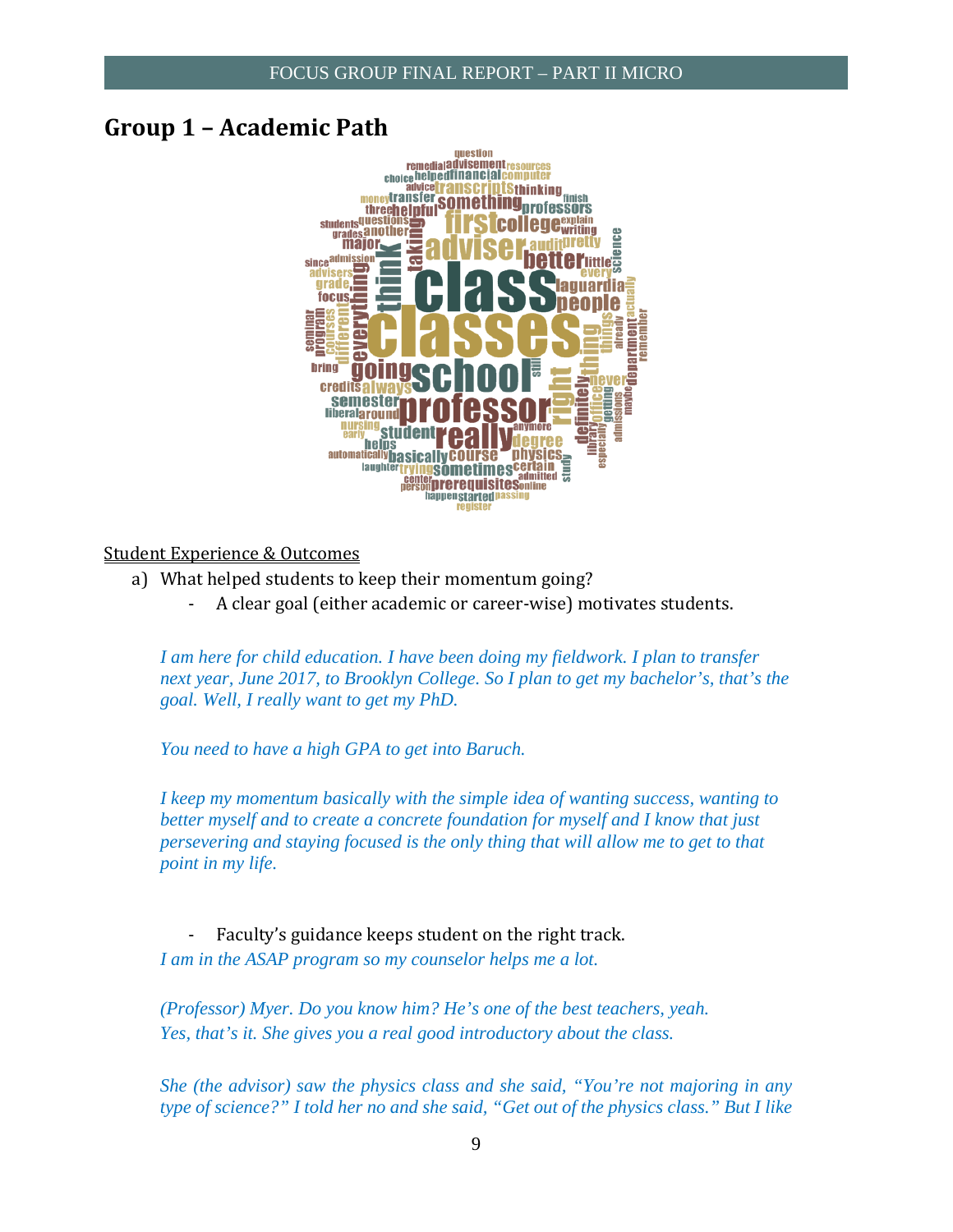## Group 1 – Academic Path

<u>Student Experience & Outcomes</u>

a) What helped students to keep their momentum going?
   - A clear goal (either academic or career-wise) motivates students.

*I am here for child education. I have been doing my fieldwork. I plan to transfer next year, June 2017, to Brooklyn College. So I plan to get my bachelor's, that's the goal. Well, I really want to get my PhD.*

*You need to have a high GPA to get into Baruch.*

*I keep my momentum basically with the simple idea of wanting success, wanting to better myself and to create a concrete foundation for myself and I know that just persevering and staying focused is the only thing that will allow me to get to that point in my life.*

   - Faculty's guidance keeps student on the right track.

*I am in the ASAP program so my counselor helps me a lot.*

*(Professor) Myer. Do you know him? He's one of the best teachers, yeah.*
*Yes, that's it. She gives you a real good introductory about the class.*

*She (the advisor) saw the physics class and she said, "You're not majoring in any type of science?" I told her no and she said, "Get out of the physics class." But I like*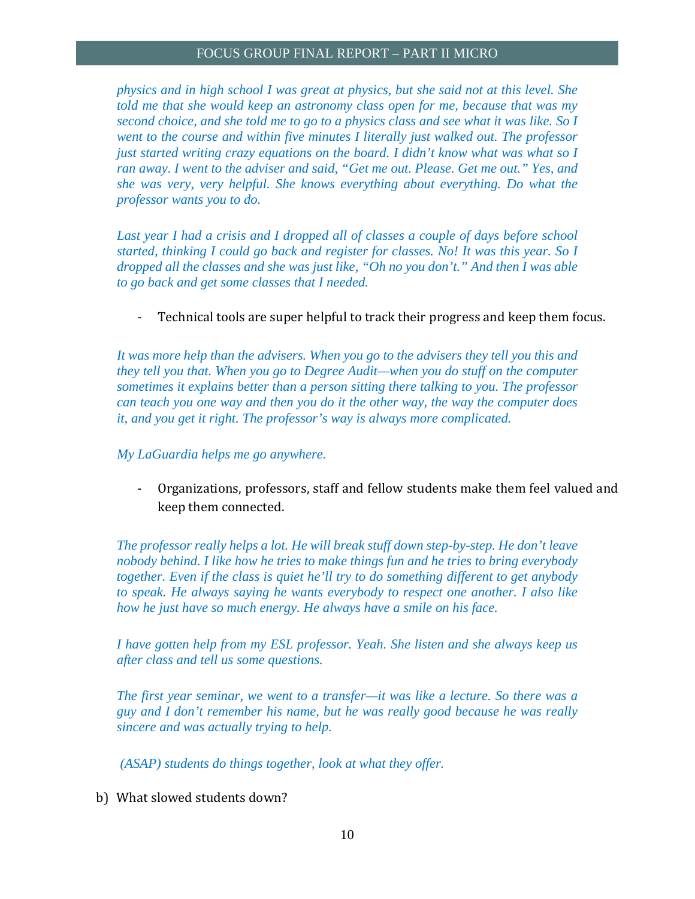*physics and in high school I was great at physics, but she said not at this level. She told me that she would keep an astronomy class open for me, because that was my second choice, and she told me to go to a physics class and see what it was like. So I went to the course and within five minutes I literally just walked out. The professor just started writing crazy equations on the board. I didn't know what was what so I ran away. I went to the adviser and said, "Get me out. Please. Get me out." Yes, and she was very, very helpful. She knows everything about everything. Do what the professor wants you to do.*

*Last year I had a crisis and I dropped all of classes a couple of days before school started, thinking I could go back and register for classes. No! It was this year. So I dropped all the classes and she was just like, "Oh no you don't." And then I was able to go back and get some classes that I needed.*

- Technical tools are super helpful to track their progress and keep them focus.

*It was more help than the advisers. When you go to the advisers they tell you this and they tell you that. When you go to Degree Audit—when you do stuff on the computer sometimes it explains better than a person sitting there talking to you. The professor can teach you one way and then you do it the other way, the way the computer does it, and you get it right. The professor's way is always more complicated.*

*My LaGuardia helps me go anywhere.*

- Organizations, professors, staff and fellow students make them feel valued and keep them connected.

*The professor really helps a lot. He will break stuff down step-by-step. He don't leave nobody behind. I like how he tries to make things fun and he tries to bring everybody together. Even if the class is quiet he'll try to do something different to get anybody to speak. He always saying he wants everybody to respect one another. I also like how he just have so much energy. He always have a smile on his face.*

*I have gotten help from my ESL professor. Yeah. She listen and she always keep us after class and tell us some questions.*

*The first year seminar, we went to a transfer—it was like a lecture. So there was a guy and I don't remember his name, but he was really good because he was really sincere and was actually trying to help.*

*(ASAP) students do things together, look at what they offer.*

b) What slowed students down?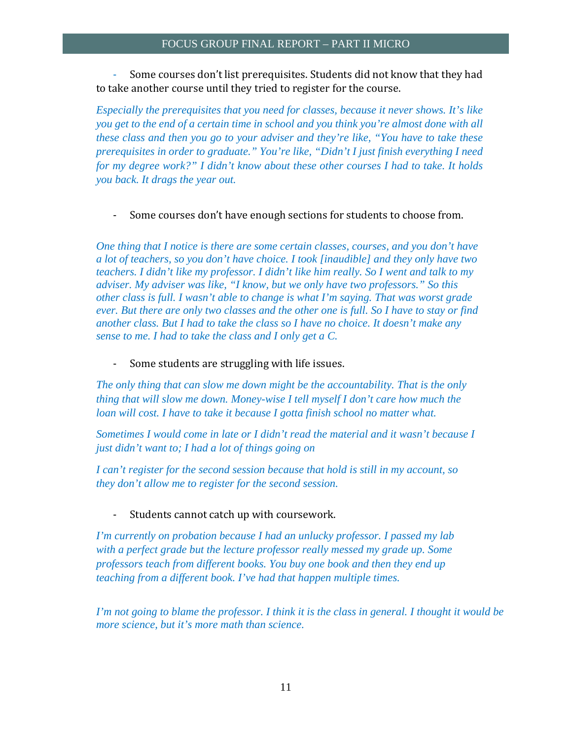- Some courses don't list prerequisites. Students did not know that they had to take another course until they tried to register for the course.

*Especially the prerequisites that you need for classes, because it never shows. It's like you get to the end of a certain time in school and you think you're almost done with all these class and then you go to your adviser and they're like, "You have to take these prerequisites in order to graduate." You're like, "Didn't I just finish everything I need for my degree work?" I didn't know about these other courses I had to take. It holds you back. It drags the year out.*

- Some courses don't have enough sections for students to choose from.

*One thing that I notice is there are some certain classes, courses, and you don't have a lot of teachers, so you don't have choice. I took [inaudible] and they only have two teachers. I didn't like my professor. I didn't like him really. So I went and talk to my adviser. My adviser was like, "I know, but we only have two professors." So this other class is full. I wasn't able to change is what I'm saying. That was worst grade ever. But there are only two classes and the other one is full. So I have to stay or find another class. But I had to take the class so I have no choice. It doesn't make any sense to me. I had to take the class and I only get a C.*

- Some students are struggling with life issues.

*The only thing that can slow me down might be the accountability. That is the only thing that will slow me down. Money-wise I tell myself I don't care how much the loan will cost. I have to take it because I gotta finish school no matter what.*

*Sometimes I would come in late or I didn't read the material and it wasn't because I just didn't want to; I had a lot of things going on*

*I can't register for the second session because that hold is still in my account, so they don't allow me to register for the second session.*

- Students cannot catch up with coursework.

*I'm currently on probation because I had an unlucky professor. I passed my lab with a perfect grade but the lecture professor really messed my grade up. Some professors teach from different books. You buy one book and then they end up teaching from a different book. I've had that happen multiple times.*

*I'm not going to blame the professor. I think it is the class in general. I thought it would be more science, but it's more math than science.*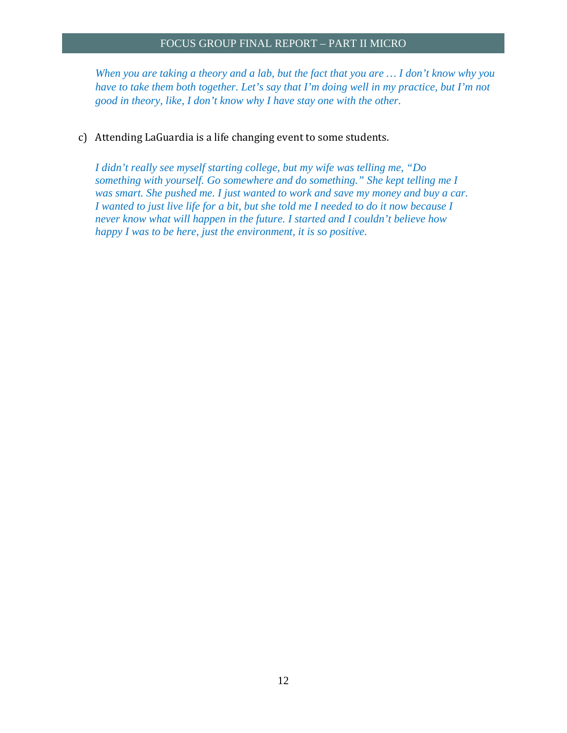*When you are taking a theory and a lab, but the fact that you are … I don't know why you have to take them both together. Let's say that I'm doing well in my practice, but I'm not good in theory, like, I don't know why I have stay one with the other.*

c) Attending LaGuardia is a life changing event to some students.

*I didn't really see myself starting college, but my wife was telling me, "Do something with yourself. Go somewhere and do something." She kept telling me I was smart. She pushed me. I just wanted to work and save my money and buy a car. I wanted to just live life for a bit, but she told me I needed to do it now because I never know what will happen in the future. I started and I couldn't believe how happy I was to be here, just the environment, it is so positive.*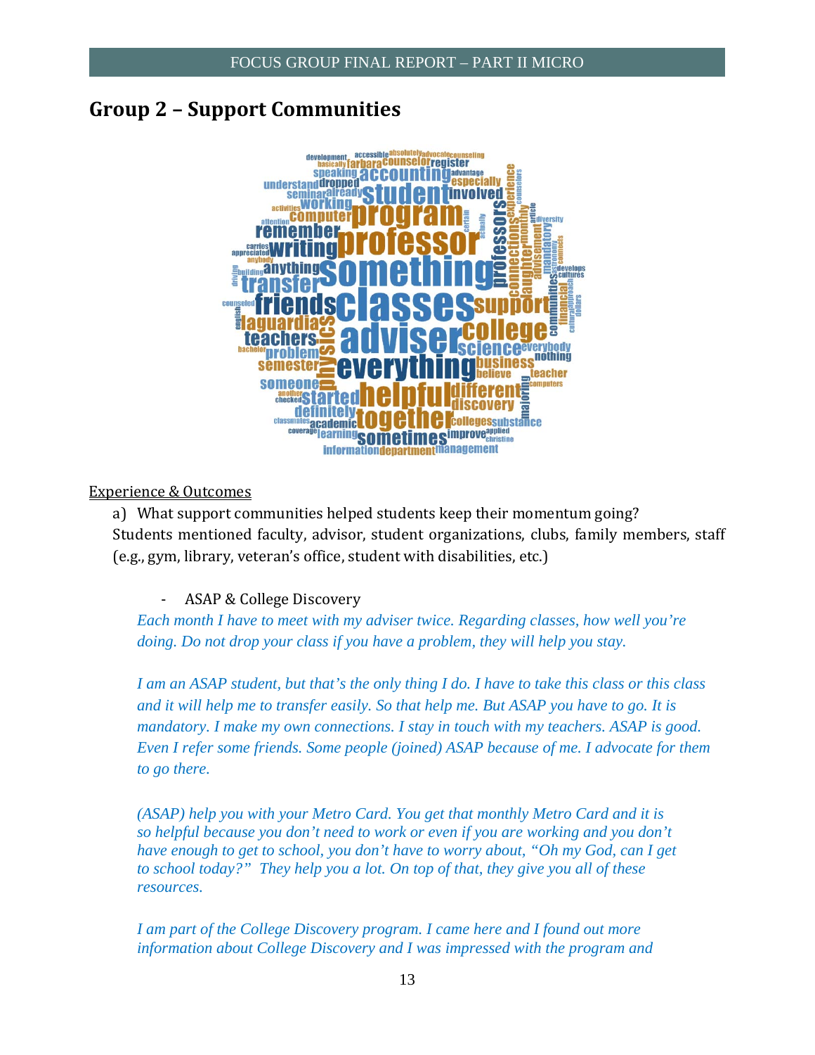## Group 2 – Support Communities

Experience & Outcomes

a) What support communities helped students keep their momentum going?
Students mentioned faculty, advisor, student organizations, clubs, family members, staff (e.g., gym, library, veteran's office, student with disabilities, etc.)

- ASAP & College Discovery

*Each month I have to meet with my adviser twice. Regarding classes, how well you're doing. Do not drop your class if you have a problem, they will help you stay.*

*I am an ASAP student, but that's the only thing I do. I have to take this class or this class and it will help me to transfer easily. So that help me. But ASAP you have to go. It is mandatory. I make my own connections. I stay in touch with my teachers. ASAP is good. Even I refer some friends. Some people (joined) ASAP because of me. I advocate for them to go there.*

*(ASAP) help you with your Metro Card. You get that monthly Metro Card and it is so helpful because you don't need to work or even if you are working and you don't have enough to get to school, you don't have to worry about, "Oh my God, can I get to school today?" They help you a lot. On top of that, they give you all of these resources.*

*I am part of the College Discovery program. I came here and I found out more information about College Discovery and I was impressed with the program and*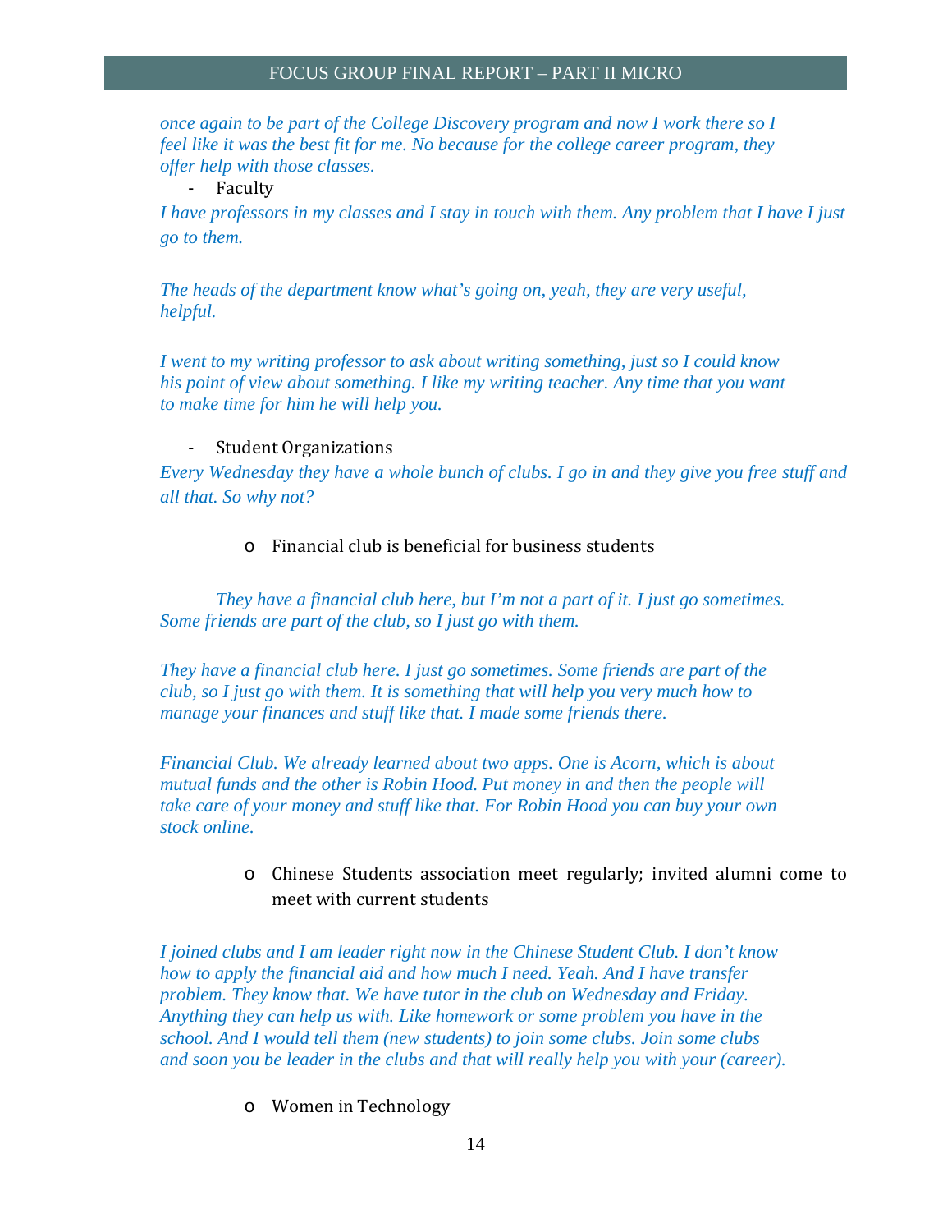*once again to be part of the College Discovery program and now I work there so I feel like it was the best fit for me. No because for the college career program, they offer help with those classes.*

- Faculty

*I have professors in my classes and I stay in touch with them. Any problem that I have I just go to them.*

*The heads of the department know what's going on, yeah, they are very useful, helpful.*

*I went to my writing professor to ask about writing something, just so I could know his point of view about something. I like my writing teacher. Any time that you want to make time for him he will help you.*

- Student Organizations

*Every Wednesday they have a whole bunch of clubs. I go in and they give you free stuff and all that. So why not?*

  - Financial club is beneficial for business students

*They have a financial club here, but I'm not a part of it. I just go sometimes. Some friends are part of the club, so I just go with them.*

*They have a financial club here. I just go sometimes. Some friends are part of the club, so I just go with them. It is something that will help you very much how to manage your finances and stuff like that. I made some friends there.*

*Financial Club. We already learned about two apps. One is Acorn, which is about mutual funds and the other is Robin Hood. Put money in and then the people will take care of your money and stuff like that. For Robin Hood you can buy your own stock online.*

  - Chinese Students association meet regularly; invited alumni come to meet with current students

*I joined clubs and I am leader right now in the Chinese Student Club. I don't know how to apply the financial aid and how much I need. Yeah. And I have transfer problem. They know that. We have tutor in the club on Wednesday and Friday. Anything they can help us with. Like homework or some problem you have in the school. And I would tell them (new students) to join some clubs. Join some clubs and soon you be leader in the clubs and that will really help you with your (career).*

  - Women in Technology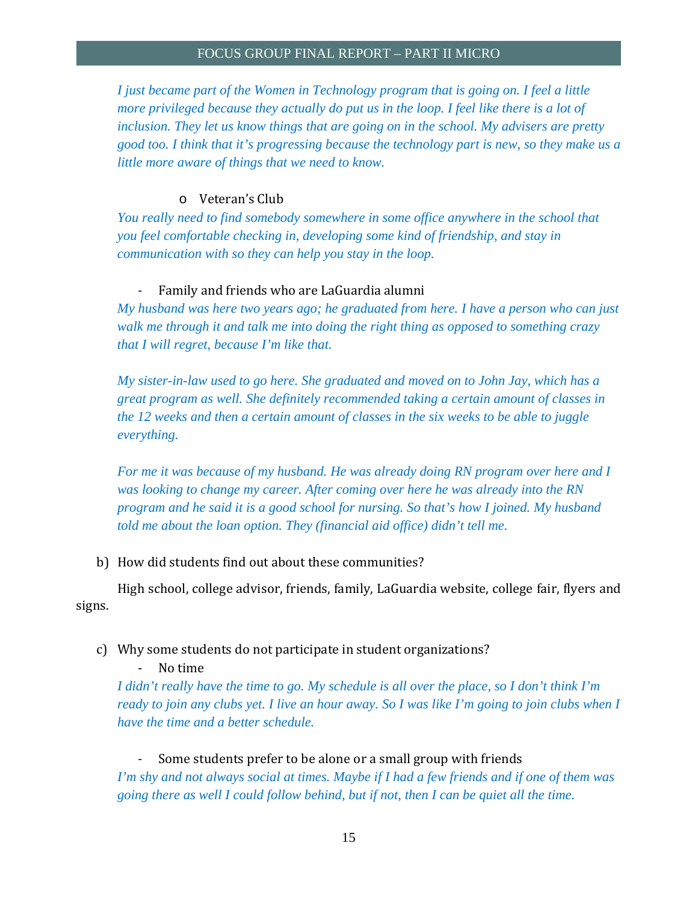*I just became part of the Women in Technology program that is going on. I feel a little more privileged because they actually do put us in the loop. I feel like there is a lot of inclusion. They let us know things that are going on in the school. My advisers are pretty good too. I think that it's progressing because the technology part is new, so they make us a little more aware of things that we need to know.*

- Veteran's Club

*You really need to find somebody somewhere in some office anywhere in the school that you feel comfortable checking in, developing some kind of friendship, and stay in communication with so they can help you stay in the loop.*

- Family and friends who are LaGuardia alumni

*My husband was here two years ago; he graduated from here. I have a person who can just walk me through it and talk me into doing the right thing as opposed to something crazy that I will regret, because I'm like that.*

*My sister-in-law used to go here. She graduated and moved on to John Jay, which has a great program as well. She definitely recommended taking a certain amount of classes in the 12 weeks and then a certain amount of classes in the six weeks to be able to juggle everything.*

*For me it was because of my husband. He was already doing RN program over here and I was looking to change my career. After coming over here he was already into the RN program and he said it is a good school for nursing. So that's how I joined. My husband told me about the loan option. They (financial aid office) didn't tell me.*

b) How did students find out about these communities?

High school, college advisor, friends, family, LaGuardia website, college fair, flyers and signs.

c) Why some students do not participate in student organizations?

- No time

*I didn't really have the time to go. My schedule is all over the place, so I don't think I'm ready to join any clubs yet. I live an hour away. So I was like I'm going to join clubs when I have the time and a better schedule.*

- Some students prefer to be alone or a small group with friends

*I'm shy and not always social at times. Maybe if I had a few friends and if one of them was going there as well I could follow behind, but if not, then I can be quiet all the time.*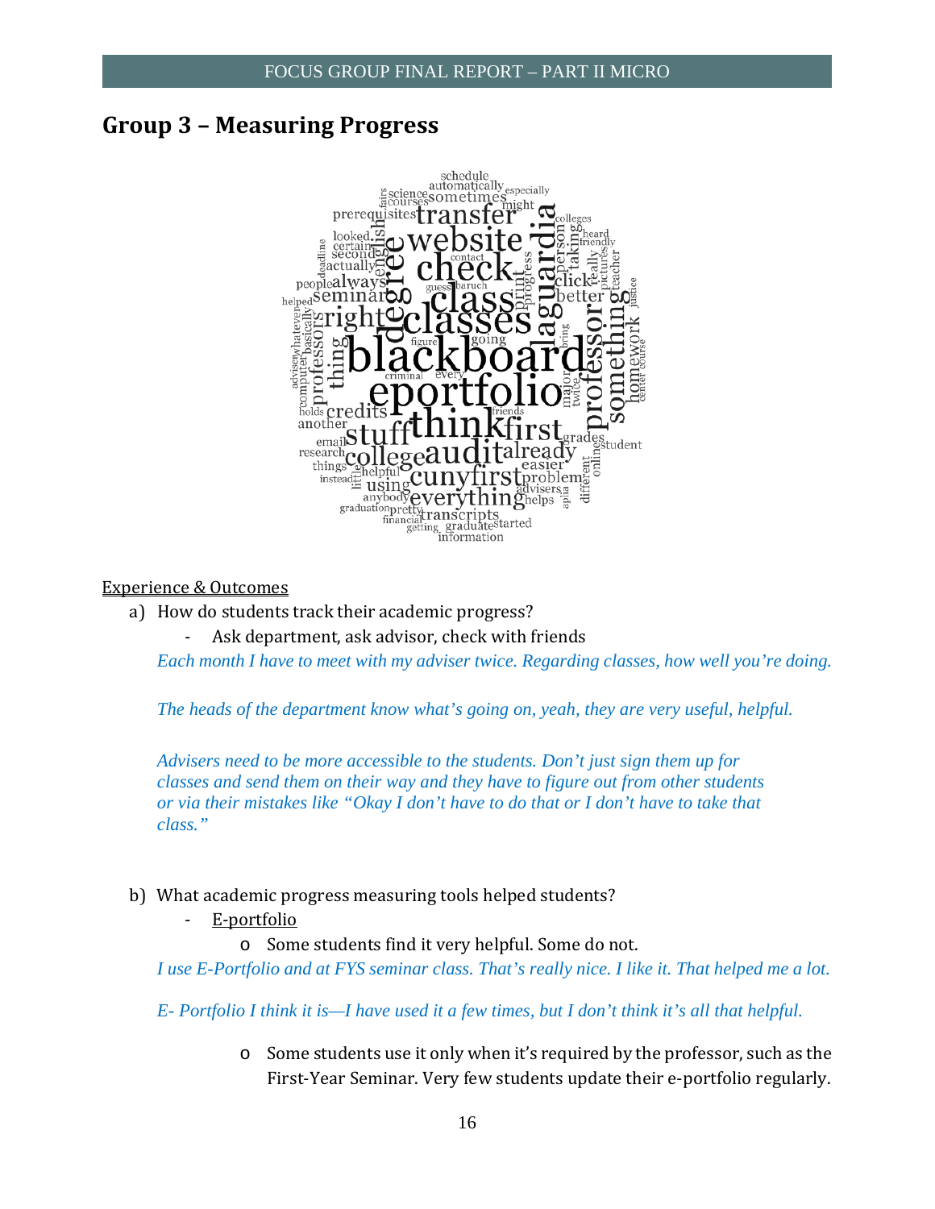## Group 3 – Measuring Progress

<u>Experience & Outcomes</u>

a) How do students track their academic progress?
   - Ask department, ask advisor, check with friends

*Each month I have to meet with my adviser twice. Regarding classes, how well you're doing.*

*The heads of the department know what's going on, yeah, they are very useful, helpful.*

*Advisers need to be more accessible to the students. Don't just sign them up for classes and send them on their way and they have to figure out from other students or via their mistakes like "Okay I don't have to do that or I don't have to take that class."*

b) What academic progress measuring tools helped students?
   - <u>E-portfolio</u>
     - Some students find it very helpful. Some do not.

*I use E-Portfolio and at FYS seminar class. That's really nice. I like it. That helped me a lot.*

*E- Portfolio I think it is—I have used it a few times, but I don't think it's all that helpful.*

   - Some students use it only when it's required by the professor, such as the First-Year Seminar. Very few students update their e-portfolio regularly.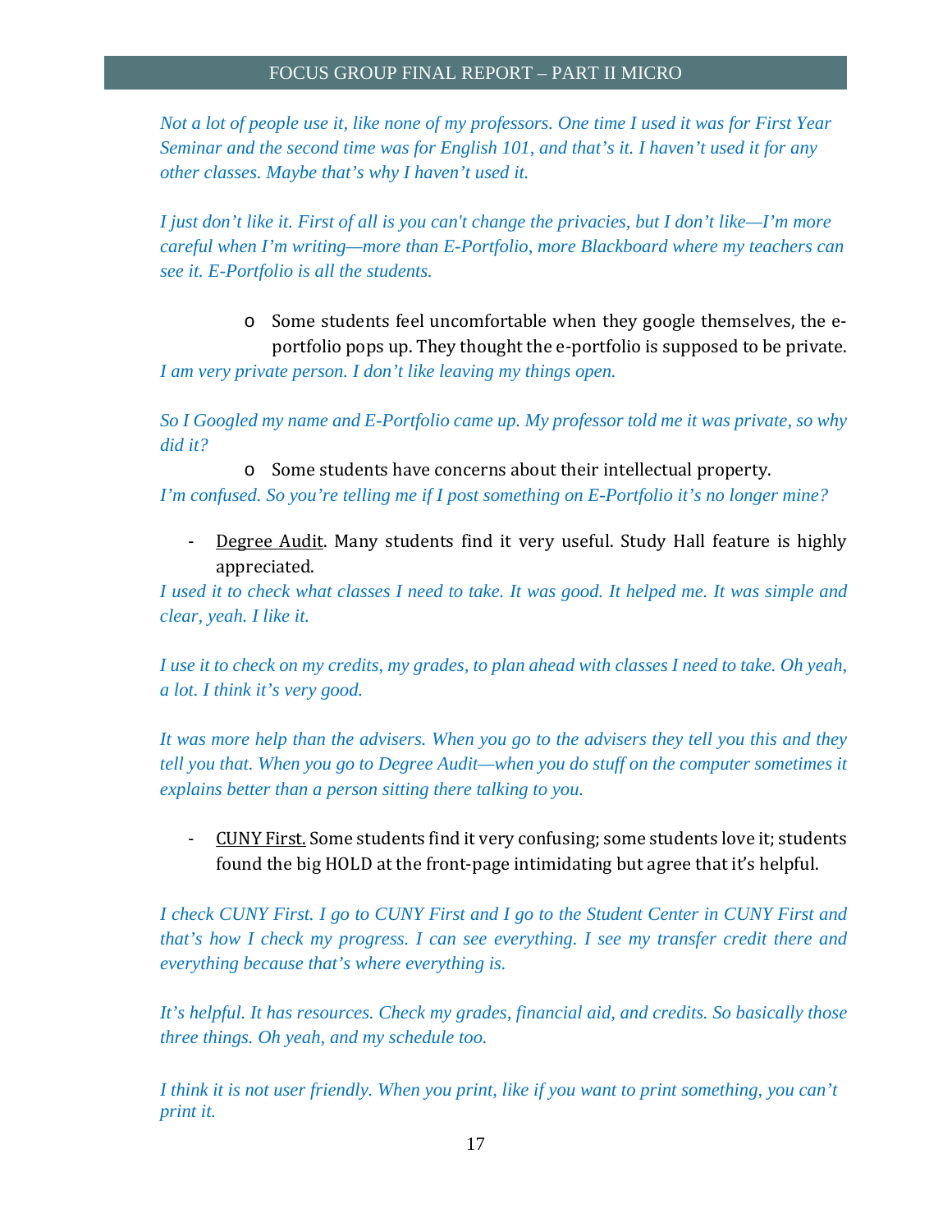*Not a lot of people use it, like none of my professors. One time I used it was for First Year Seminar and the second time was for English 101, and that's it. I haven't used it for any other classes. Maybe that's why I haven't used it.*

*I just don't like it. First of all is you can't change the privacies, but I don't like—I'm more careful when I'm writing—more than E-Portfolio, more Blackboard where my teachers can see it. E-Portfolio is all the students.*

- Some students feel uncomfortable when they google themselves, the e-portfolio pops up. They thought the e-portfolio is supposed to be private.

*I am very private person. I don't like leaving my things open.*

*So I Googled my name and E-Portfolio came up. My professor told me it was private, so why did it?*

- Some students have concerns about their intellectual property.

*I'm confused. So you're telling me if I post something on E-Portfolio it's no longer mine?*

- Degree Audit. Many students find it very useful. Study Hall feature is highly appreciated.

*I used it to check what classes I need to take. It was good. It helped me. It was simple and clear, yeah. I like it.*

*I use it to check on my credits, my grades, to plan ahead with classes I need to take. Oh yeah, a lot. I think it's very good.*

*It was more help than the advisers. When you go to the advisers they tell you this and they tell you that. When you go to Degree Audit—when you do stuff on the computer sometimes it explains better than a person sitting there talking to you.*

- CUNY First. Some students find it very confusing; some students love it; students found the big HOLD at the front-page intimidating but agree that it's helpful.

*I check CUNY First. I go to CUNY First and I go to the Student Center in CUNY First and that's how I check my progress. I can see everything. I see my transfer credit there and everything because that's where everything is.*

*It's helpful. It has resources. Check my grades, financial aid, and credits. So basically those three things. Oh yeah, and my schedule too.*

*I think it is not user friendly. When you print, like if you want to print something, you can't print it.*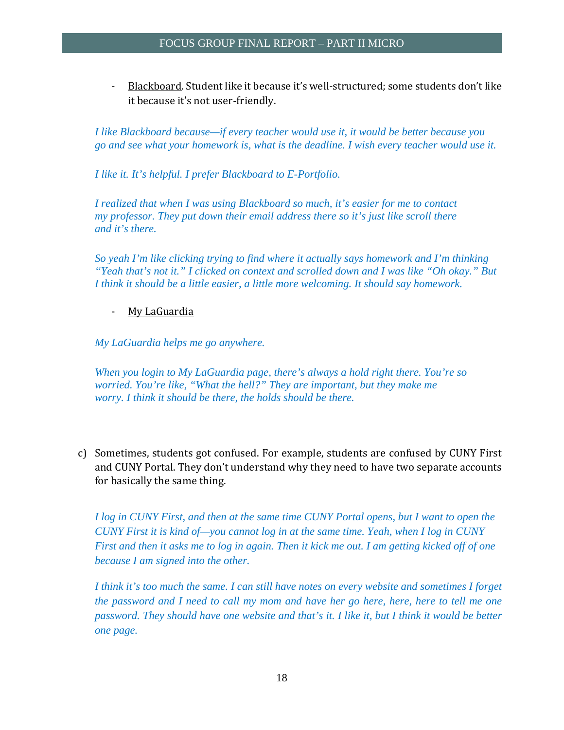- <u>Blackboard</u>. Student like it because it's well-structured; some students don't like it because it's not user-friendly.

*I like Blackboard because—if every teacher would use it, it would be better because you go and see what your homework is, what is the deadline. I wish every teacher would use it.*

*I like it. It's helpful. I prefer Blackboard to E-Portfolio.*

*I realized that when I was using Blackboard so much, it's easier for me to contact my professor. They put down their email address there so it's just like scroll there and it's there.*

*So yeah I'm like clicking trying to find where it actually says homework and I'm thinking "Yeah that's not it." I clicked on context and scrolled down and I was like "Oh okay." But I think it should be a little easier, a little more welcoming. It should say homework.*

- <u>My LaGuardia</u>

*My LaGuardia helps me go anywhere.*

*When you login to My LaGuardia page, there's always a hold right there. You're so worried. You're like, "What the hell?" They are important, but they make me worry. I think it should be there, the holds should be there.*

c) Sometimes, students got confused. For example, students are confused by CUNY First and CUNY Portal. They don't understand why they need to have two separate accounts for basically the same thing.

*I log in CUNY First, and then at the same time CUNY Portal opens, but I want to open the CUNY First it is kind of—you cannot log in at the same time. Yeah, when I log in CUNY First and then it asks me to log in again. Then it kick me out. I am getting kicked off of one because I am signed into the other.*

*I think it's too much the same. I can still have notes on every website and sometimes I forget the password and I need to call my mom and have her go here, here, here to tell me one password. They should have one website and that's it. I like it, but I think it would be better one page.*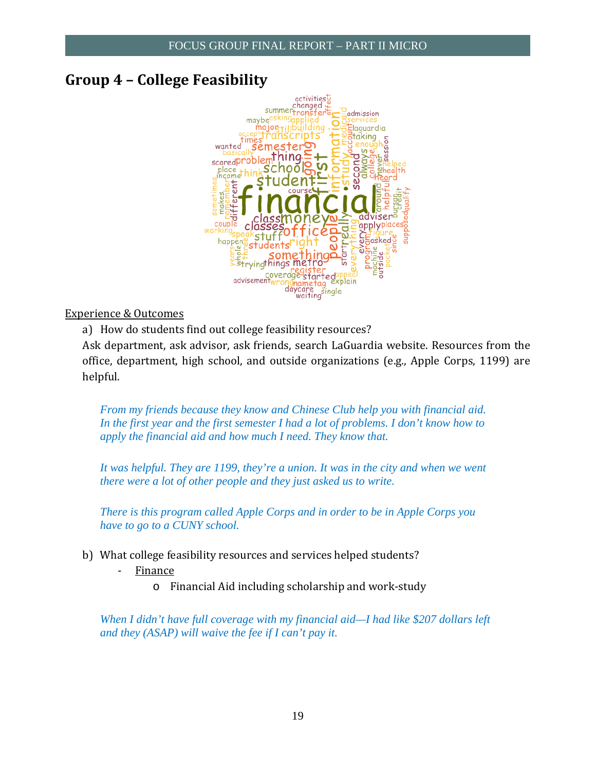## Group 4 – College Feasibility

Experience & Outcomes

a) How do students find out college feasibility resources?

Ask department, ask advisor, ask friends, search LaGuardia website. Resources from the office, department, high school, and outside organizations (e.g., Apple Corps, 1199) are helpful.

> *From my friends because they know and Chinese Club help you with financial aid. In the first year and the first semester I had a lot of problems. I don't know how to apply the financial aid and how much I need. They know that.*

> *It was helpful. They are 1199, they're a union. It was in the city and when we went there were a lot of other people and they just asked us to write.*

> *There is this program called Apple Corps and in order to be in Apple Corps you have to go to a CUNY school.*

b) What college feasibility resources and services helped students?

- Finance
  - Financial Aid including scholarship and work-study

> *When I didn't have full coverage with my financial aid—I had like $207 dollars left and they (ASAP) will waive the fee if I can't pay it.*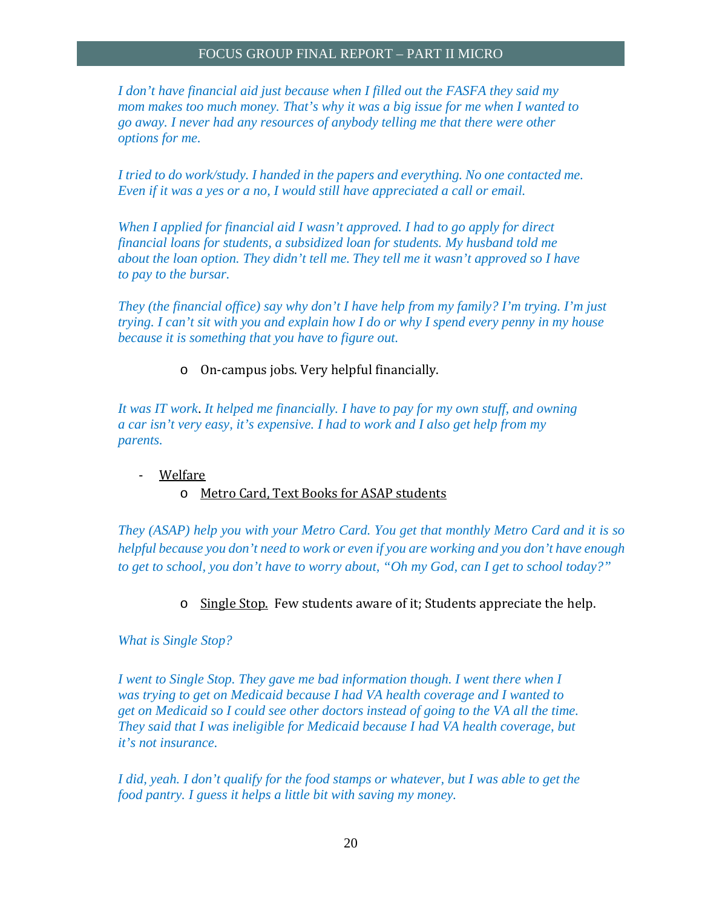*I don't have financial aid just because when I filled out the FASFA they said my mom makes too much money. That's why it was a big issue for me when I wanted to go away. I never had any resources of anybody telling me that there were other options for me.*

*I tried to do work/study. I handed in the papers and everything. No one contacted me. Even if it was a yes or a no, I would still have appreciated a call or email.*

*When I applied for financial aid I wasn't approved. I had to go apply for direct financial loans for students, a subsidized loan for students. My husband told me about the loan option. They didn't tell me. They tell me it wasn't approved so I have to pay to the bursar.*

*They (the financial office) say why don't I have help from my family? I'm trying. I'm just trying. I can't sit with you and explain how I do or why I spend every penny in my house because it is something that you have to figure out.*

- On-campus jobs. Very helpful financially.

*It was IT work. It helped me financially. I have to pay for my own stuff, and owning a car isn't very easy, it's expensive. I had to work and I also get help from my parents.*

- Welfare
  - Metro Card, Text Books for ASAP students

*They (ASAP) help you with your Metro Card. You get that monthly Metro Card and it is so helpful because you don't need to work or even if you are working and you don't have enough to get to school, you don't have to worry about, "Oh my God, can I get to school today?"*

- Single Stop. Few students aware of it; Students appreciate the help.

*What is Single Stop?*

*I went to Single Stop. They gave me bad information though. I went there when I was trying to get on Medicaid because I had VA health coverage and I wanted to get on Medicaid so I could see other doctors instead of going to the VA all the time. They said that I was ineligible for Medicaid because I had VA health coverage, but it's not insurance.*

*I did, yeah. I don't qualify for the food stamps or whatever, but I was able to get the food pantry. I guess it helps a little bit with saving my money.*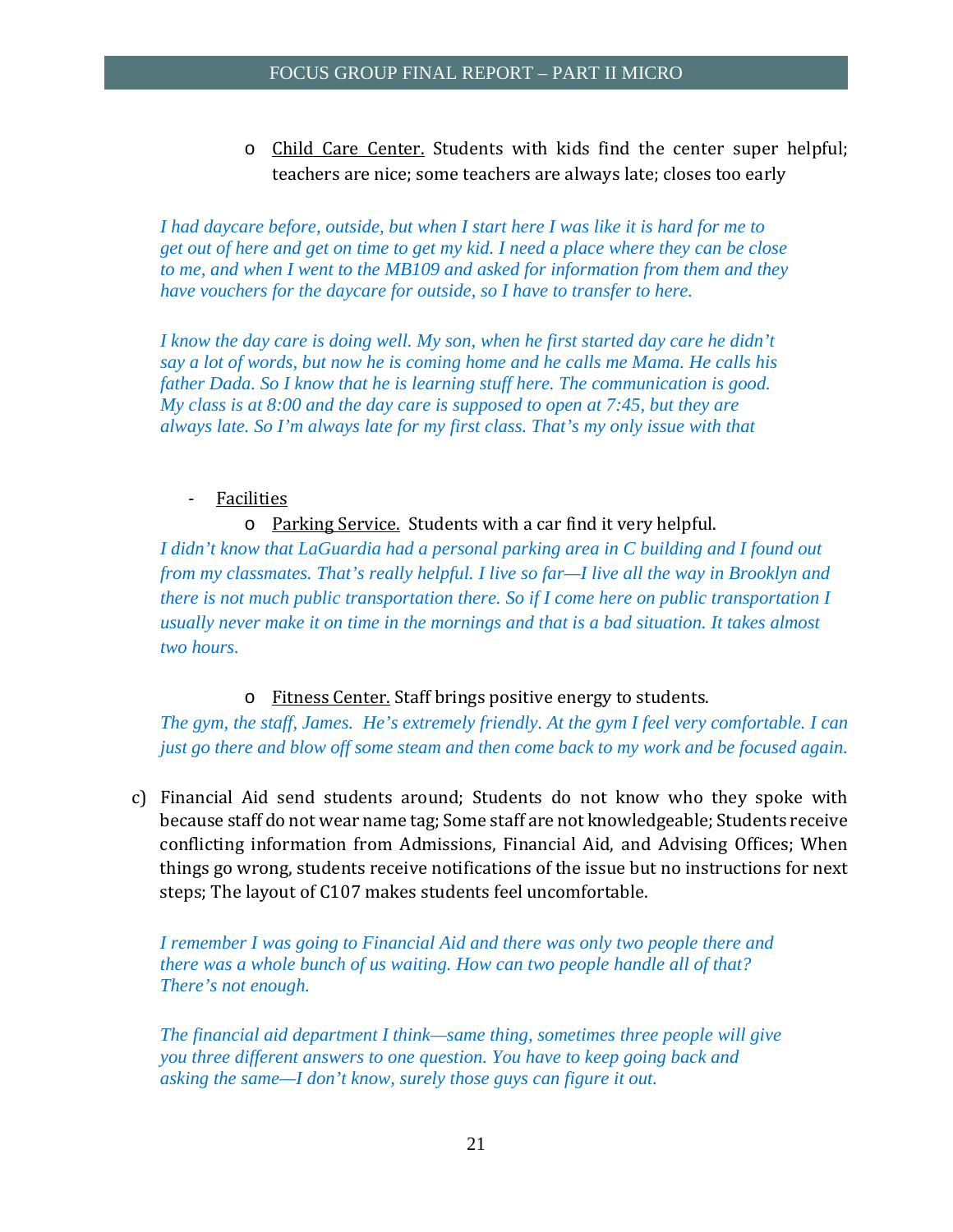- <u>Child Care Center.</u> Students with kids find the center super helpful; teachers are nice; some teachers are always late; closes too early

*I had daycare before, outside, but when I start here I was like it is hard for me to get out of here and get on time to get my kid. I need a place where they can be close to me, and when I went to the MB109 and asked for information from them and they have vouchers for the daycare for outside, so I have to transfer to here.*

*I know the day care is doing well. My son, when he first started day care he didn't say a lot of words, but now he is coming home and he calls me Mama. He calls his father Dada. So I know that he is learning stuff here. The communication is good. My class is at 8:00 and the day care is supposed to open at 7:45, but they are always late. So I'm always late for my first class. That's my only issue with that*

- <u>Facilities</u>
  - <u>Parking Service.</u> Students with a car find it very helpful.

*I didn't know that LaGuardia had a personal parking area in C building and I found out from my classmates. That's really helpful. I live so far—I live all the way in Brooklyn and there is not much public transportation there. So if I come here on public transportation I usually never make it on time in the mornings and that is a bad situation. It takes almost two hours.*

  - <u>Fitness Center.</u> Staff brings positive energy to students.

*The gym, the staff, James. He's extremely friendly. At the gym I feel very comfortable. I can just go there and blow off some steam and then come back to my work and be focused again.*

c) Financial Aid send students around; Students do not know who they spoke with because staff do not wear name tag; Some staff are not knowledgeable; Students receive conflicting information from Admissions, Financial Aid, and Advising Offices; When things go wrong, students receive notifications of the issue but no instructions for next steps; The layout of C107 makes students feel uncomfortable.

*I remember I was going to Financial Aid and there was only two people there and there was a whole bunch of us waiting. How can two people handle all of that? There's not enough.*

*The financial aid department I think—same thing, sometimes three people will give you three different answers to one question. You have to keep going back and asking the same—I don't know, surely those guys can figure it out.*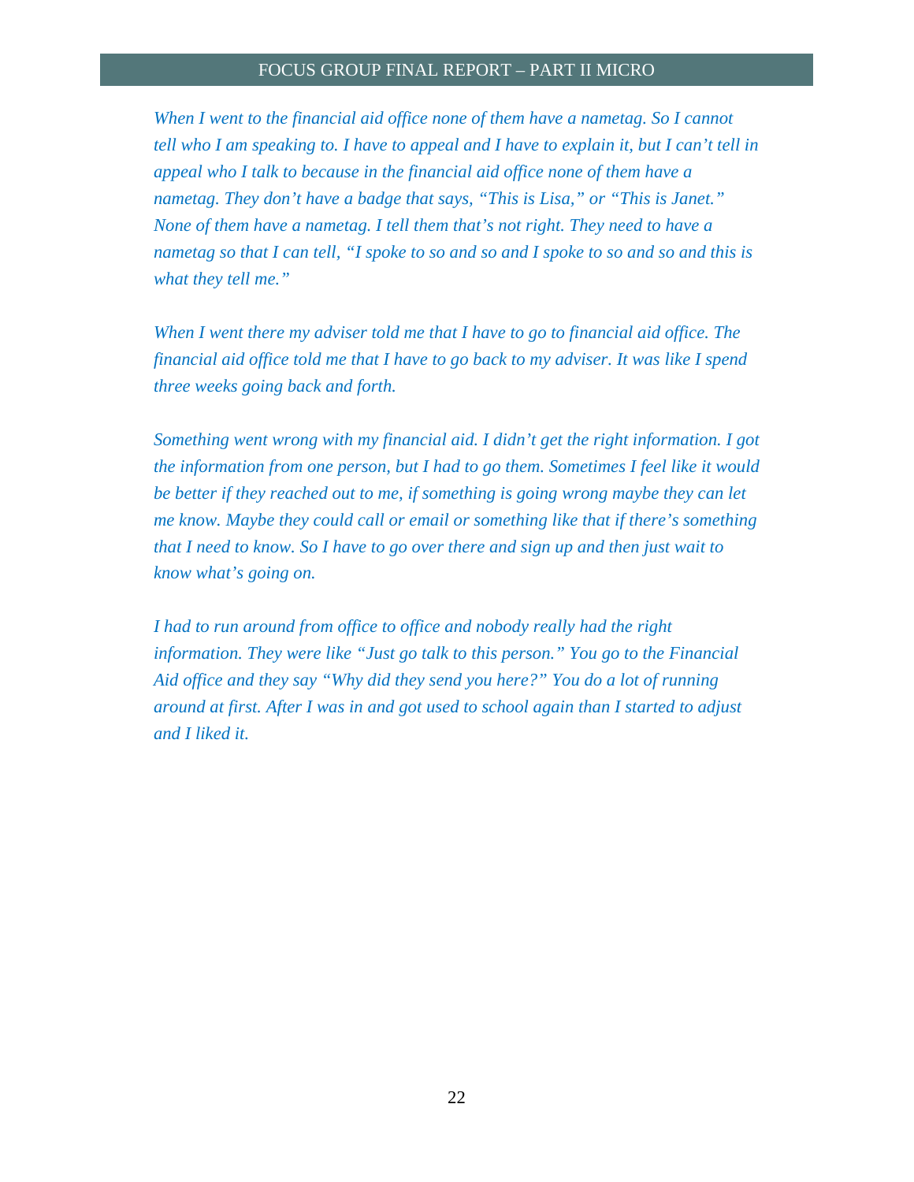*When I went to the financial aid office none of them have a nametag. So I cannot tell who I am speaking to. I have to appeal and I have to explain it, but I can't tell in appeal who I talk to because in the financial aid office none of them have a nametag. They don't have a badge that says, "This is Lisa," or "This is Janet." None of them have a nametag. I tell them that's not right. They need to have a nametag so that I can tell, "I spoke to so and so and I spoke to so and so and this is what they tell me."*

*When I went there my adviser told me that I have to go to financial aid office. The financial aid office told me that I have to go back to my adviser. It was like I spend three weeks going back and forth.*

*Something went wrong with my financial aid. I didn't get the right information. I got the information from one person, but I had to go them. Sometimes I feel like it would be better if they reached out to me, if something is going wrong maybe they can let me know. Maybe they could call or email or something like that if there's something that I need to know. So I have to go over there and sign up and then just wait to know what's going on.*

*I had to run around from office to office and nobody really had the right information. They were like "Just go talk to this person." You go to the Financial Aid office and they say "Why did they send you here?" You do a lot of running around at first. After I was in and got used to school again than I started to adjust and I liked it.*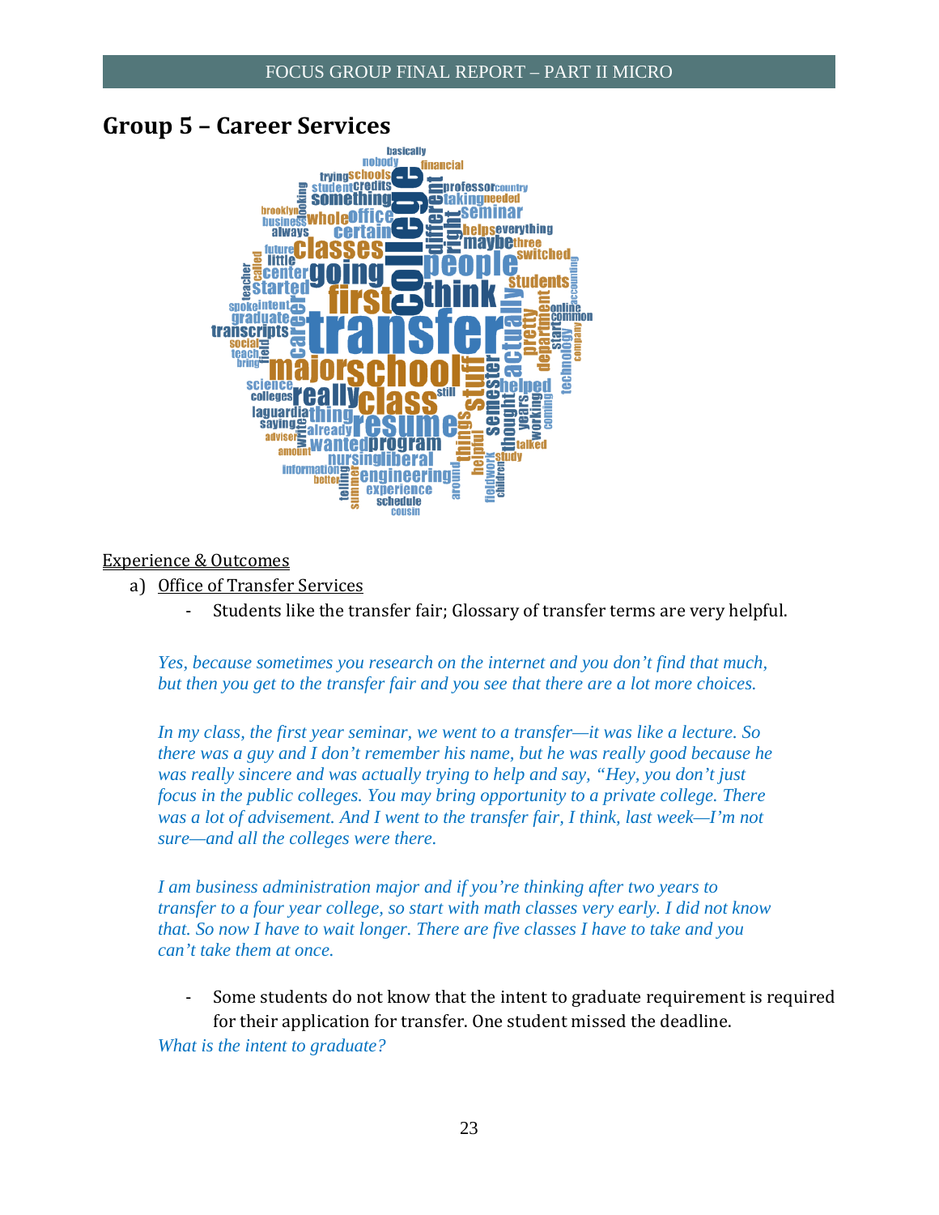# Group 5 – Career Services

Experience & Outcomes

a) Office of Transfer Services

- Students like the transfer fair; Glossary of transfer terms are very helpful.

*Yes, because sometimes you research on the internet and you don't find that much, but then you get to the transfer fair and you see that there are a lot more choices.*

*In my class, the first year seminar, we went to a transfer—it was like a lecture. So there was a guy and I don't remember his name, but he was really good because he was really sincere and was actually trying to help and say, "Hey, you don't just focus in the public colleges. You may bring opportunity to a private college. There was a lot of advisement. And I went to the transfer fair, I think, last week—I'm not sure—and all the colleges were there.*

*I am business administration major and if you're thinking after two years to transfer to a four year college, so start with math classes very early. I did not know that. So now I have to wait longer. There are five classes I have to take and you can't take them at once.*

- Some students do not know that the intent to graduate requirement is required for their application for transfer. One student missed the deadline.

*What is the intent to graduate?*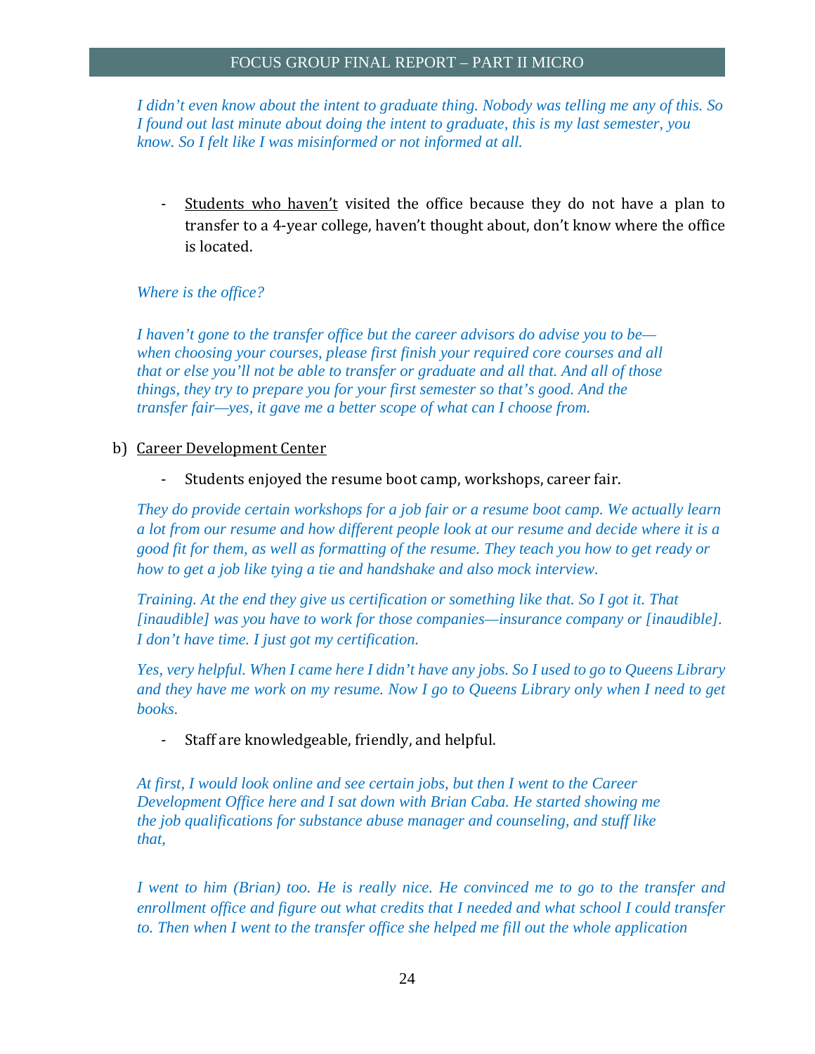*I didn't even know about the intent to graduate thing. Nobody was telling me any of this. So I found out last minute about doing the intent to graduate, this is my last semester, you know. So I felt like I was misinformed or not informed at all.*

- <u>Students who haven't</u> visited the office because they do not have a plan to transfer to a 4-year college, haven't thought about, don't know where the office is located.

*Where is the office?*

*I haven't gone to the transfer office but the career advisors do advise you to be—when choosing your courses, please first finish your required core courses and all that or else you'll not be able to transfer or graduate and all that. And all of those things, they try to prepare you for your first semester so that's good. And the transfer fair—yes, it gave me a better scope of what can I choose from.*

b) <u>Career Development Center</u>

- Students enjoyed the resume boot camp, workshops, career fair.

*They do provide certain workshops for a job fair or a resume boot camp. We actually learn a lot from our resume and how different people look at our resume and decide where it is a good fit for them, as well as formatting of the resume. They teach you how to get ready or how to get a job like tying a tie and handshake and also mock interview.*

*Training. At the end they give us certification or something like that. So I got it. That [inaudible] was you have to work for those companies—insurance company or [inaudible]. I don't have time. I just got my certification.*

*Yes, very helpful. When I came here I didn't have any jobs. So I used to go to Queens Library and they have me work on my resume. Now I go to Queens Library only when I need to get books.*

- Staff are knowledgeable, friendly, and helpful.

*At first, I would look online and see certain jobs, but then I went to the Career Development Office here and I sat down with Brian Caba. He started showing me the job qualifications for substance abuse manager and counseling, and stuff like that,*

*I went to him (Brian) too. He is really nice. He convinced me to go to the transfer and enrollment office and figure out what credits that I needed and what school I could transfer to. Then when I went to the transfer office she helped me fill out the whole application*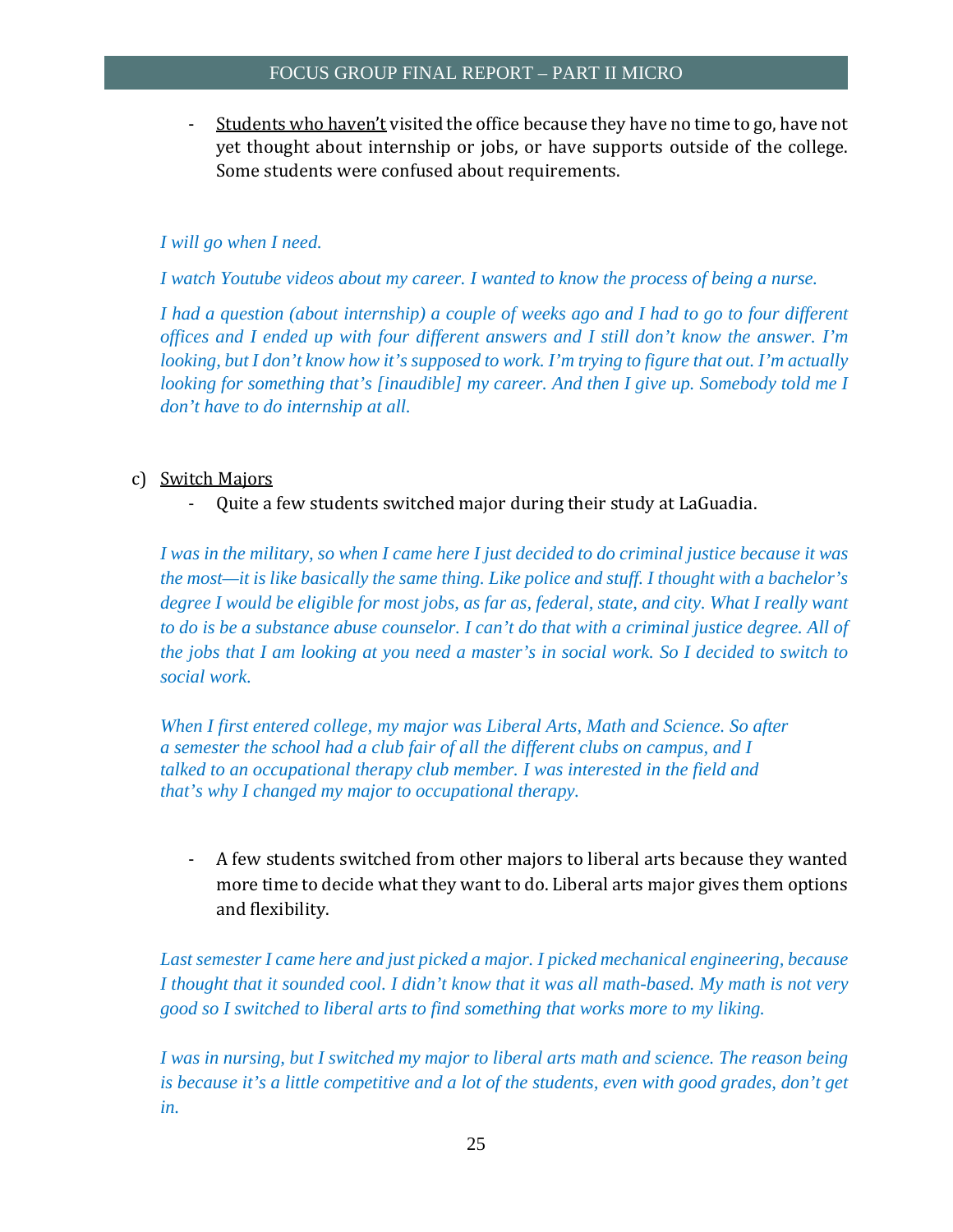- <u>Students who haven't</u> visited the office because they have no time to go, have not yet thought about internship or jobs, or have supports outside of the college. Some students were confused about requirements.

*I will go when I need.*

*I watch Youtube videos about my career. I wanted to know the process of being a nurse.*

*I had a question (about internship) a couple of weeks ago and I had to go to four different offices and I ended up with four different answers and I still don't know the answer. I'm looking, but I don't know how it's supposed to work. I'm trying to figure that out. I'm actually looking for something that's [inaudible] my career. And then I give up. Somebody told me I don't have to do internship at all.*

c) <u>Switch Majors</u>

- Quite a few students switched major during their study at LaGuadia.

*I was in the military, so when I came here I just decided to do criminal justice because it was the most—it is like basically the same thing. Like police and stuff. I thought with a bachelor's degree I would be eligible for most jobs, as far as, federal, state, and city. What I really want to do is be a substance abuse counselor. I can't do that with a criminal justice degree. All of the jobs that I am looking at you need a master's in social work. So I decided to switch to social work.*

*When I first entered college, my major was Liberal Arts, Math and Science. So after a semester the school had a club fair of all the different clubs on campus, and I talked to an occupational therapy club member. I was interested in the field and that's why I changed my major to occupational therapy.*

- A few students switched from other majors to liberal arts because they wanted more time to decide what they want to do. Liberal arts major gives them options and flexibility.

*Last semester I came here and just picked a major. I picked mechanical engineering, because I thought that it sounded cool. I didn't know that it was all math-based. My math is not very good so I switched to liberal arts to find something that works more to my liking.*

*I was in nursing, but I switched my major to liberal arts math and science. The reason being is because it's a little competitive and a lot of the students, even with good grades, don't get in.*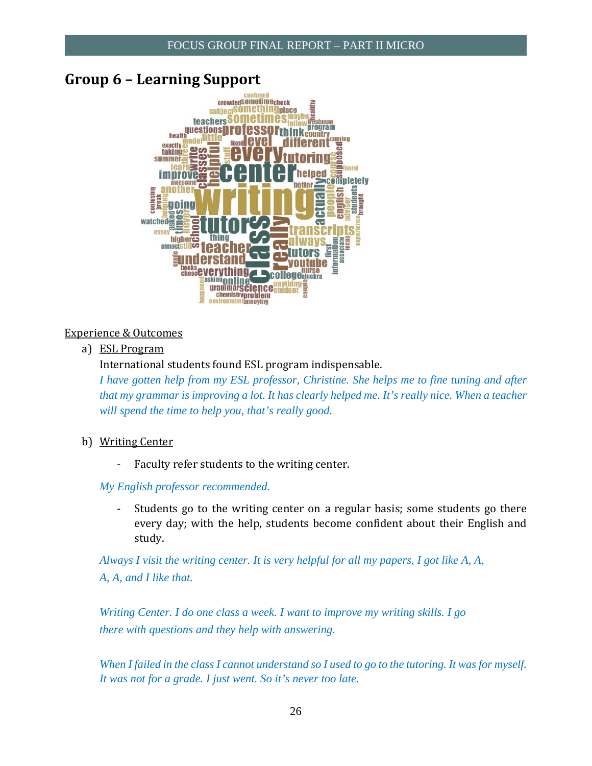## Group 6 – Learning Support

Experience & Outcomes

a) ESL Program

International students found ESL program indispensable.

*I have gotten help from my ESL professor, Christine. She helps me to fine tuning and after that my grammar is improving a lot. It has clearly helped me. It's really nice. When a teacher will spend the time to help you, that's really good.*

b) Writing Center

- Faculty refer students to the writing center.

*My English professor recommended.*

- Students go to the writing center on a regular basis; some students go there every day; with the help, students become confident about their English and study.

*Always I visit the writing center. It is very helpful for all my papers, I got like A, A, A, A, and I like that.*

*Writing Center. I do one class a week. I want to improve my writing skills. I go there with questions and they help with answering.*

*When I failed in the class I cannot understand so I used to go to the tutoring. It was for myself. It was not for a grade. I just went. So it's never too late.*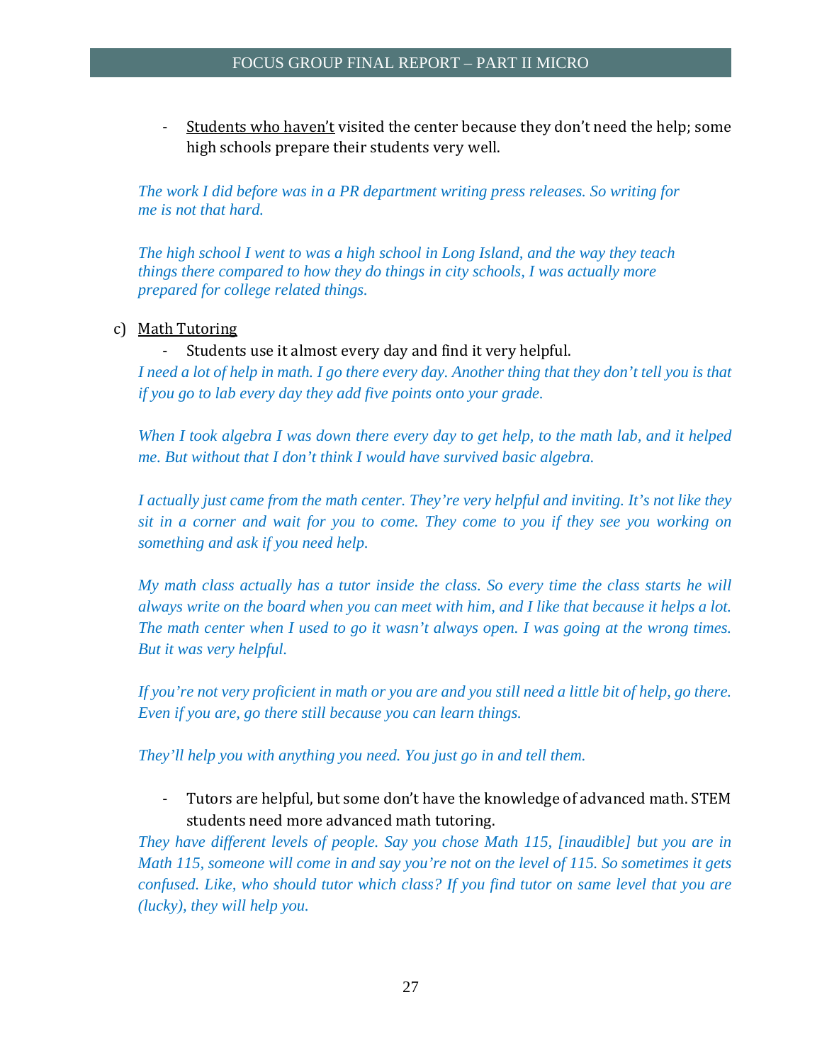- <u>Students who haven't</u> visited the center because they don't need the help; some high schools prepare their students very well.

*The work I did before was in a PR department writing press releases. So writing for me is not that hard.*

*The high school I went to was a high school in Long Island, and the way they teach things there compared to how they do things in city schools, I was actually more prepared for college related things.*

c) <u>Math Tutoring</u>

- Students use it almost every day and find it very helpful.

*I need a lot of help in math. I go there every day. Another thing that they don't tell you is that if you go to lab every day they add five points onto your grade.*

*When I took algebra I was down there every day to get help, to the math lab, and it helped me. But without that I don't think I would have survived basic algebra.*

*I actually just came from the math center. They're very helpful and inviting. It's not like they sit in a corner and wait for you to come. They come to you if they see you working on something and ask if you need help.*

*My math class actually has a tutor inside the class. So every time the class starts he will always write on the board when you can meet with him, and I like that because it helps a lot. The math center when I used to go it wasn't always open. I was going at the wrong times. But it was very helpful.*

*If you're not very proficient in math or you are and you still need a little bit of help, go there. Even if you are, go there still because you can learn things.*

*They'll help you with anything you need. You just go in and tell them.*

- Tutors are helpful, but some don't have the knowledge of advanced math. STEM students need more advanced math tutoring.

*They have different levels of people. Say you chose Math 115, [inaudible] but you are in Math 115, someone will come in and say you're not on the level of 115. So sometimes it gets confused. Like, who should tutor which class? If you find tutor on same level that you are (lucky), they will help you.*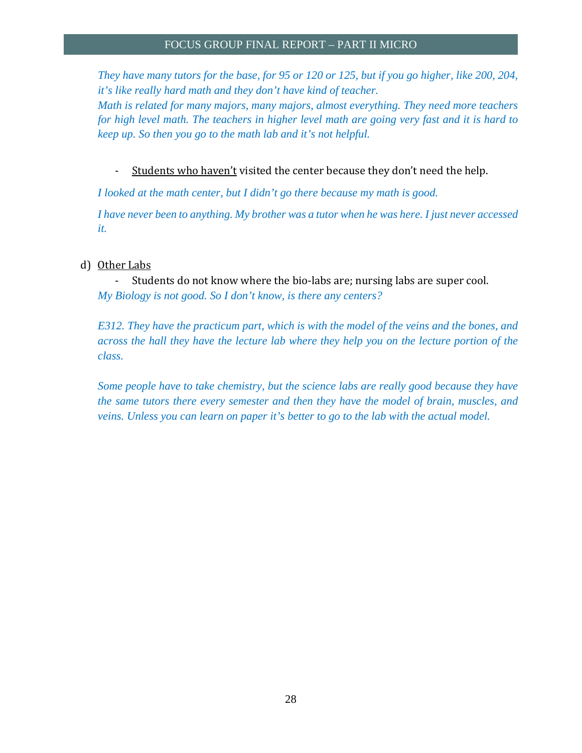*They have many tutors for the base, for 95 or 120 or 125, but if you go higher, like 200, 204, it's like really hard math and they don't have kind of teacher.*
*Math is related for many majors, many majors, almost everything. They need more teachers for high level math. The teachers in higher level math are going very fast and it is hard to keep up. So then you go to the math lab and it's not helpful.*

- Students who haven't visited the center because they don't need the help.

*I looked at the math center, but I didn't go there because my math is good.*

*I have never been to anything. My brother was a tutor when he was here. I just never accessed it.*

d) Other Labs

- Students do not know where the bio-labs are; nursing labs are super cool.

*My Biology is not good. So I don't know, is there any centers?*

*E312. They have the practicum part, which is with the model of the veins and the bones, and across the hall they have the lecture lab where they help you on the lecture portion of the class.*

*Some people have to take chemistry, but the science labs are really good because they have the same tutors there every semester and then they have the model of brain, muscles, and veins. Unless you can learn on paper it's better to go to the lab with the actual model.*